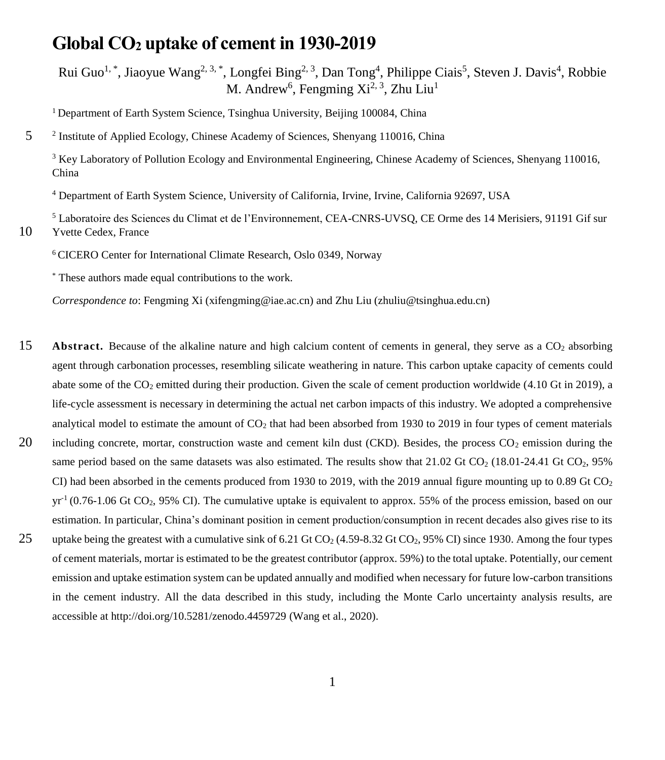# Global $CO_2$ uptake of cement in 1930-2019

Rui Guo[1,*], Jiaoyue Wang[2,3,*], Longfei Bing[2,3], Dan Tong[4], Philippe Ciais[5], Steven J. Davis[4], Robbie M. Andrew[6], Fengming Xi[2,3], Zhu Liu[1]

[1] Department of Earth System Science, Tsinghua University, Beijing 100084, China

[2] Institute of Applied Ecology, Chinese Academy of Sciences, Shenyang 110016, China

[3] Key Laboratory of Pollution Ecology and Environmental Engineering, Chinese Academy of Sciences, Shenyang 110016, China

[4] Department of Earth System Science, University of California, Irvine, Irvine, California 92697, USA

[5] Laboratoire des Sciences du Climat et de l'Environnement, CEA-CNRS-UVSQ, CE Orme des 14 Merisiers, 91191 Gif sur Yvette Cedex, France

[6] CICERO Center for International Climate Research, Oslo 0349, Norway

[*] These authors made equal contributions to the work.

*Correspondence to*: Fengming Xi (xifengming@iae.ac.cn) and Zhu Liu (zhuliu@tsinghua.edu.cn)

**Abstract.** Because of the alkaline nature and high calcium content of cements in general, they serve as a $CO_2$ absorbing agent through carbonation processes, resembling silicate weathering in nature. This carbon uptake capacity of cements could abate some of the $CO_2$ emitted during their production. Given the scale of cement production worldwide (4.10 Gt in 2019), a life-cycle assessment is necessary in determining the actual net carbon impacts of this industry. We adopted a comprehensive analytical model to estimate the amount of $CO_2$ that had been absorbed from 1930 to 2019 in four types of cement materials including concrete, mortar, construction waste and cement kiln dust (CKD). Besides, the process $CO_2$ emission during the same period based on the same datasets was also estimated. The results show that 21.02 Gt $CO_2$ (18.01-24.41 Gt $CO_2$, 95% CI) had been absorbed in the cements produced from 1930 to 2019, with the 2019 annual figure mounting up to 0.89 Gt $CO_2$ $yr^{-1}$ (0.76-1.06 Gt $CO_2$, 95% CI). The cumulative uptake is equivalent to approx. 55% of the process emission, based on our estimation. In particular, China's dominant position in cement production/consumption in recent decades also gives rise to its uptake being the greatest with a cumulative sink of 6.21 Gt $CO_2$ (4.59-8.32 Gt $CO_2$, 95% CI) since 1930. Among the four types of cement materials, mortar is estimated to be the greatest contributor (approx. 59%) to the total uptake. Potentially, our cement emission and uptake estimation system can be updated annually and modified when necessary for future low-carbon transitions in the cement industry. All the data described in this study, including the Monte Carlo uncertainty analysis results, are accessible at http://doi.org/10.5281/zenodo.4459729 (Wang et al., 2020).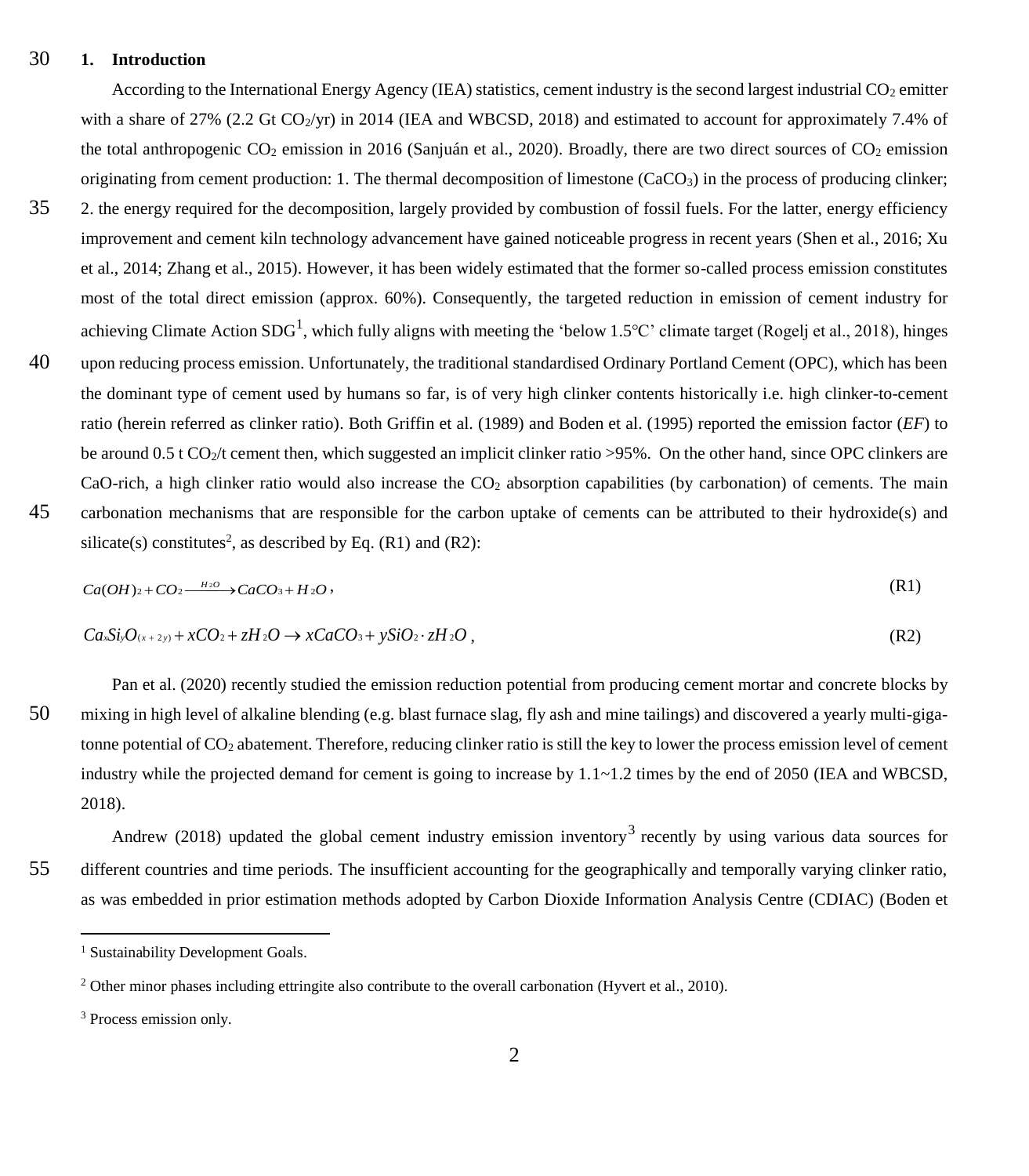## 1. Introduction

According to the International Energy Agency (IEA) statistics, cement industry is the second largest industrial $CO_2$ emitter with a share of 27% (2.2 Gt $CO_2$/yr) in 2014 (IEA and WBCSD, 2018) and estimated to account for approximately 7.4% of the total anthropogenic $CO_2$ emission in 2016 (Sanjuán et al., 2020). Broadly, there are two direct sources of $CO_2$ emission originating from cement production: 1. The thermal decomposition of limestone ($CaCO_3$) in the process of producing clinker; 2. the energy required for the decomposition, largely provided by combustion of fossil fuels. For the latter, energy efficiency improvement and cement kiln technology advancement have gained noticeable progress in recent years (Shen et al., 2016; Xu et al., 2014; Zhang et al., 2015). However, it has been widely estimated that the former so-called process emission constitutes most of the total direct emission (approx. 60%). Consequently, the targeted reduction in emission of cement industry for achieving Climate Action SDG[1], which fully aligns with meeting the 'below 1.5℃' climate target (Rogelj et al., 2018), hinges upon reducing process emission. Unfortunately, the traditional standardised Ordinary Portland Cement (OPC), which has been the dominant type of cement used by humans so far, is of very high clinker contents historically i.e. high clinker-to-cement ratio (herein referred as clinker ratio). Both Griffin et al. (1989) and Boden et al. (1995) reported the emission factor (*EF*) to be around 0.5 t $CO_2$/t cement then, which suggested an implicit clinker ratio >95%. On the other hand, since OPC clinkers are CaO-rich, a high clinker ratio would also increase the $CO_2$ absorption capabilities (by carbonation) of cements. The main carbonation mechanisms that are responsible for the carbon uptake of cements can be attributed to their hydroxide(s) and silicate(s) constitutes[2], as described by Eq. (R1) and (R2):

$$Ca(OH)_2 + CO_2 \xrightarrow{H_2O} CaCO_3 + H_2O, \tag{R1}$$

$$Ca_xSi_yO_{(x+2y)} + xCO_2 + zH_2O \rightarrow xCaCO_3 + ySiO_2 \cdot zH_2O, \tag{R2}$$

Pan et al. (2020) recently studied the emission reduction potential from producing cement mortar and concrete blocks by mixing in high level of alkaline blending (e.g. blast furnace slag, fly ash and mine tailings) and discovered a yearly multi-giga-tonne potential of $CO_2$ abatement. Therefore, reducing clinker ratio is still the key to lower the process emission level of cement industry while the projected demand for cement is going to increase by 1.1~1.2 times by the end of 2050 (IEA and WBCSD, 2018).

Andrew (2018) updated the global cement industry emission inventory[3] recently by using various data sources for different countries and time periods. The insufficient accounting for the geographically and temporally varying clinker ratio, as was embedded in prior estimation methods adopted by Carbon Dioxide Information Analysis Centre (CDIAC) (Boden et

---

[1] Sustainability Development Goals.

[2] Other minor phases including ettringite also contribute to the overall carbonation (Hyvert et al., 2010).

[3] Process emission only.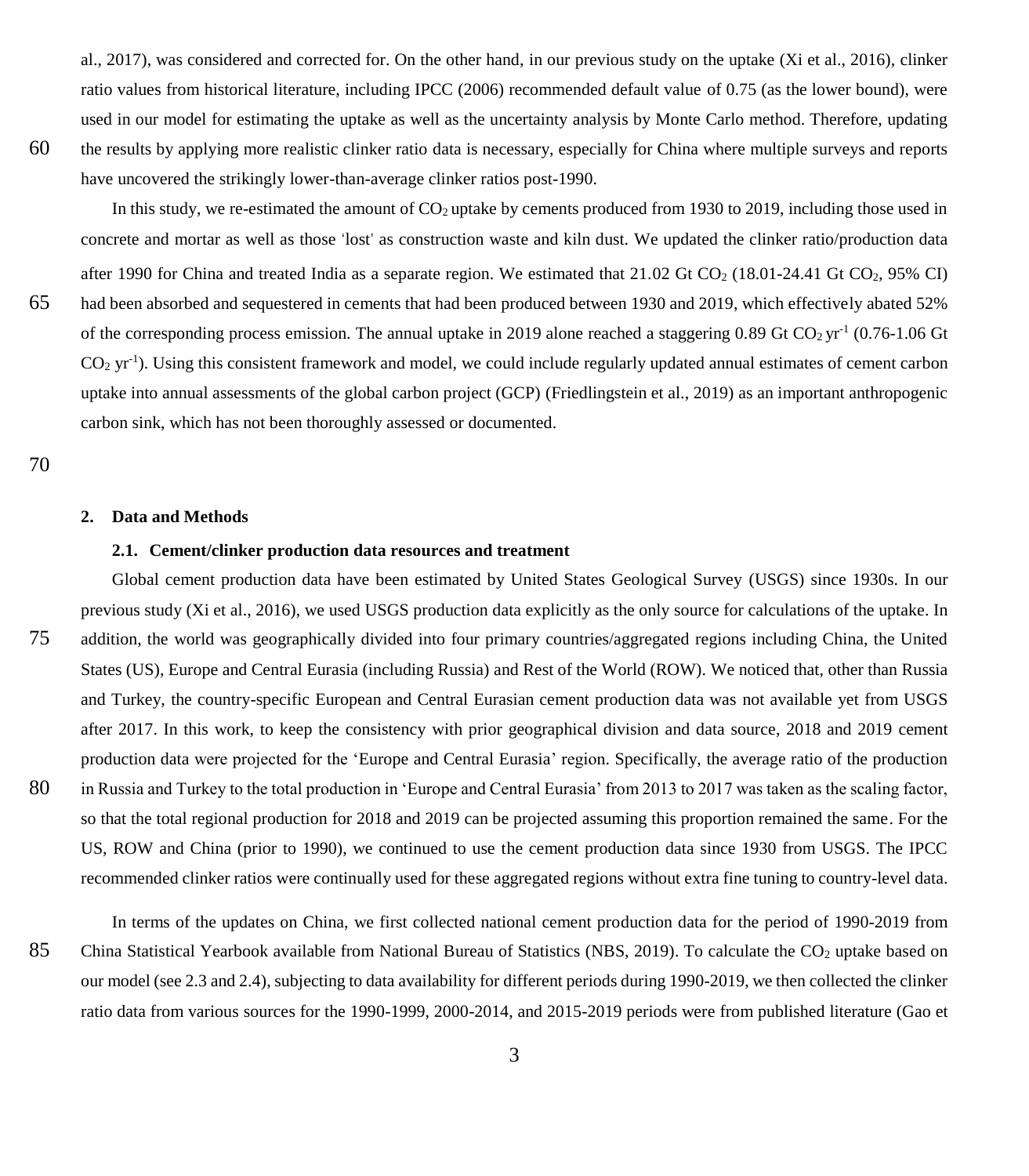al., 2017), was considered and corrected for. On the other hand, in our previous study on the uptake (Xi et al., 2016), clinker ratio values from historical literature, including IPCC (2006) recommended default value of 0.75 (as the lower bound), were used in our model for estimating the uptake as well as the uncertainty analysis by Monte Carlo method. Therefore, updating the results by applying more realistic clinker ratio data is necessary, especially for China where multiple surveys and reports have uncovered the strikingly lower-than-average clinker ratios post-1990.

In this study, we re-estimated the amount of $CO_2$ uptake by cements produced from 1930 to 2019, including those used in concrete and mortar as well as those 'lost' as construction waste and kiln dust. We updated the clinker ratio/production data after 1990 for China and treated India as a separate region. We estimated that 21.02 Gt $CO_2$ (18.01-24.41 Gt $CO_2$, 95% CI) had been absorbed and sequestered in cements that had been produced between 1930 and 2019, which effectively abated 52% of the corresponding process emission. The annual uptake in 2019 alone reached a staggering 0.89 Gt $CO_2$ $yr^{-1}$ (0.76-1.06 Gt $CO_2$ $yr^{-1}$). Using this consistent framework and model, we could include regularly updated annual estimates of cement carbon uptake into annual assessments of the global carbon project (GCP) (Friedlingstein et al., 2019) as an important anthropogenic carbon sink, which has not been thoroughly assessed or documented.

## 2. Data and Methods

### 2.1. Cement/clinker production data resources and treatment

Global cement production data have been estimated by United States Geological Survey (USGS) since 1930s. In our previous study (Xi et al., 2016), we used USGS production data explicitly as the only source for calculations of the uptake. In addition, the world was geographically divided into four primary countries/aggregated regions including China, the United States (US), Europe and Central Eurasia (including Russia) and Rest of the World (ROW). We noticed that, other than Russia and Turkey, the country-specific European and Central Eurasian cement production data was not available yet from USGS after 2017. In this work, to keep the consistency with prior geographical division and data source, 2018 and 2019 cement production data were projected for the 'Europe and Central Eurasia' region. Specifically, the average ratio of the production in Russia and Turkey to the total production in 'Europe and Central Eurasia' from 2013 to 2017 was taken as the scaling factor, so that the total regional production for 2018 and 2019 can be projected assuming this proportion remained the same. For the US, ROW and China (prior to 1990), we continued to use the cement production data since 1930 from USGS. The IPCC recommended clinker ratios were continually used for these aggregated regions without extra fine tuning to country-level data.

In terms of the updates on China, we first collected national cement production data for the period of 1990-2019 from China Statistical Yearbook available from National Bureau of Statistics (NBS, 2019). To calculate the $CO_2$ uptake based on our model (see 2.3 and 2.4), subjecting to data availability for different periods during 1990-2019, we then collected the clinker ratio data from various sources for the 1990-1999, 2000-2014, and 2015-2019 periods were from published literature (Gao et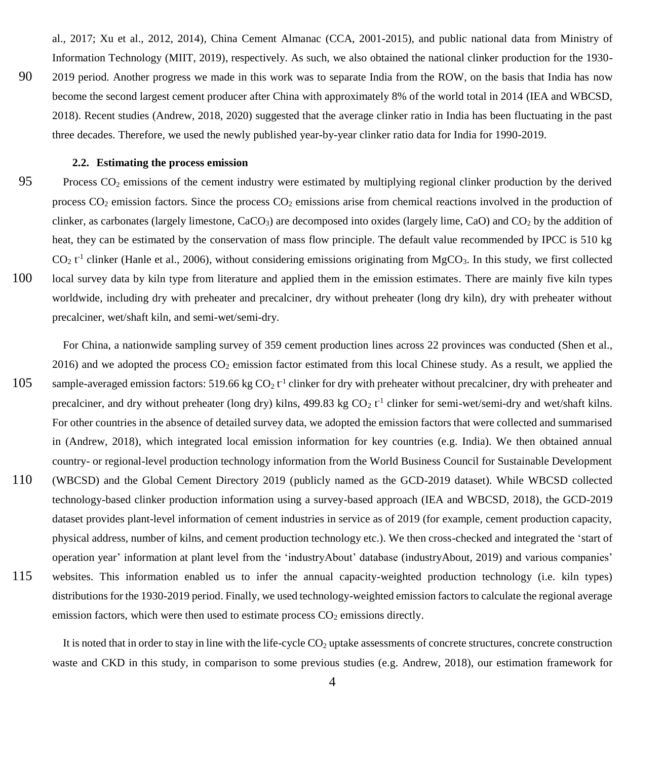al., 2017; Xu et al., 2012, 2014), China Cement Almanac (CCA, 2001-2015), and public national data from Ministry of Information Technology (MIIT, 2019), respectively. As such, we also obtained the national clinker production for the 1930-2019 period. Another progress we made in this work was to separate India from the ROW, on the basis that India has now become the second largest cement producer after China with approximately 8% of the world total in 2014 (IEA and WBCSD, 2018). Recent studies (Andrew, 2018, 2020) suggested that the average clinker ratio in India has been fluctuating in the past three decades. Therefore, we used the newly published year-by-year clinker ratio data for India for 1990-2019.

### 2.2. Estimating the process emission

Process $CO_2$ emissions of the cement industry were estimated by multiplying regional clinker production by the derived process $CO_2$ emission factors. Since the process $CO_2$ emissions arise from chemical reactions involved in the production of clinker, as carbonates (largely limestone, $CaCO_3$) are decomposed into oxides (largely lime, CaO) and $CO_2$ by the addition of heat, they can be estimated by the conservation of mass flow principle. The default value recommended by IPCC is 510 kg $CO_2$ $t^{-1}$ clinker (Hanle et al., 2006), without considering emissions originating from $MgCO_3$. In this study, we first collected local survey data by kiln type from literature and applied them in the emission estimates. There are mainly five kiln types worldwide, including dry with preheater and precalciner, dry without preheater (long dry kiln), dry with preheater without precalciner, wet/shaft kiln, and semi-wet/semi-dry.

For China, a nationwide sampling survey of 359 cement production lines across 22 provinces was conducted (Shen et al., 2016) and we adopted the process $CO_2$ emission factor estimated from this local Chinese study. As a result, we applied the sample-averaged emission factors: 519.66 kg $CO_2$ $t^{-1}$ clinker for dry with preheater without precalciner, dry with preheater and precalciner, and dry without preheater (long dry) kilns, 499.83 kg $CO_2$ $t^{-1}$ clinker for semi-wet/semi-dry and wet/shaft kilns. For other countries in the absence of detailed survey data, we adopted the emission factors that were collected and summarised in (Andrew, 2018), which integrated local emission information for key countries (e.g. India). We then obtained annual country- or regional-level production technology information from the World Business Council for Sustainable Development (WBCSD) and the Global Cement Directory 2019 (publicly named as the GCD-2019 dataset). While WBCSD collected technology-based clinker production information using a survey-based approach (IEA and WBCSD, 2018), the GCD-2019 dataset provides plant-level information of cement industries in service as of 2019 (for example, cement production capacity, physical address, number of kilns, and cement production technology etc.). We then cross-checked and integrated the 'start of operation year' information at plant level from the 'industryAbout' database (industryAbout, 2019) and various companies' websites. This information enabled us to infer the annual capacity-weighted production technology (i.e. kiln types) distributions for the 1930-2019 period. Finally, we used technology-weighted emission factors to calculate the regional average emission factors, which were then used to estimate process $CO_2$ emissions directly.

It is noted that in order to stay in line with the life-cycle $CO_2$ uptake assessments of concrete structures, concrete construction waste and CKD in this study, in comparison to some previous studies (e.g. Andrew, 2018), our estimation framework for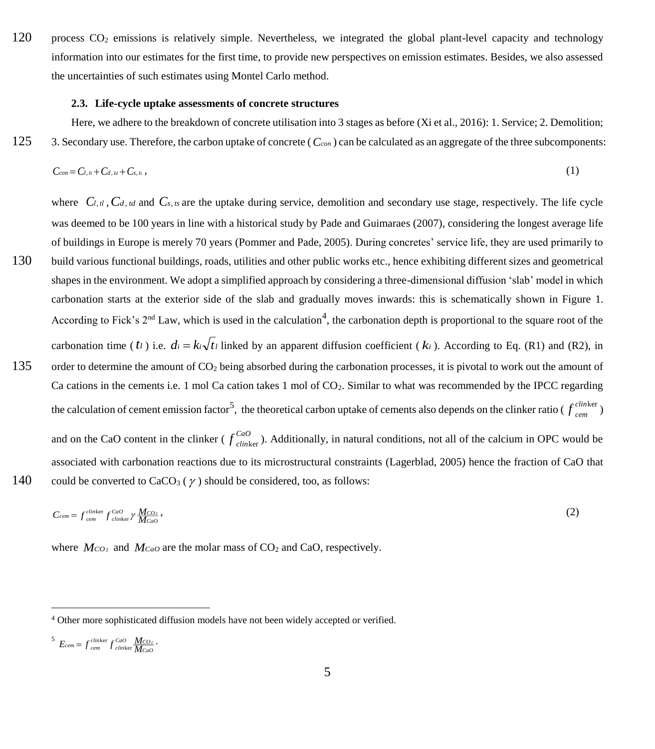process $CO_2$ emissions is relatively simple. Nevertheless, we integrated the global plant-level capacity and technology information into our estimates for the first time, to provide new perspectives on emission estimates. Besides, we also assessed the uncertainties of such estimates using Montel Carlo method.

### 2.3. Life-cycle uptake assessments of concrete structures

Here, we adhere to the breakdown of concrete utilisation into 3 stages as before (Xi et al., 2016): 1. Service; 2. Demolition; 3. Secondary use. Therefore, the carbon uptake of concrete ($C_{con}$) can be calculated as an aggregate of the three subcomponents:

$$C_{con} = C_{l,tl} + C_{d,td} + C_{s,ts}, \tag{1}$$

where $C_{l,tl}$, $C_{d,td}$ and $C_{s,ts}$ are the uptake during service, demolition and secondary use stage, respectively. The life cycle was deemed to be 100 years in line with a historical study by Pade and Guimaraes (2007), considering the longest average life of buildings in Europe is merely 70 years (Pommer and Pade, 2005). During concretes' service life, they are used primarily to build various functional buildings, roads, utilities and other public works etc., hence exhibiting different sizes and geometrical shapes in the environment. We adopt a simplified approach by considering a three-dimensional diffusion 'slab' model in which carbonation starts at the exterior side of the slab and gradually moves inwards: this is schematically shown in Figure 1. According to Fick's 2nd Law, which is used in the calculation[4], the carbonation depth is proportional to the square root of the carbonation time ($t_l$) i.e. $d_i = k_i\sqrt{t_l}$ linked by an apparent diffusion coefficient ($k_i$). According to Eq. (R1) and (R2), in order to determine the amount of $CO_2$ being absorbed during the carbonation processes, it is pivotal to work out the amount of Ca cations in the cements i.e. 1 mol Ca cation takes 1 mol of $CO_2$. Similar to what was recommended by the IPCC regarding the calculation of cement emission factor[5], the theoretical carbon uptake of cements also depends on the clinker ratio ($f_{cem}^{clinker}$) and on the CaO content in the clinker ($f_{clinker}^{CaO}$). Additionally, in natural conditions, not all of the calcium in OPC would be associated with carbonation reactions due to its microstructural constraints (Lagerblad, 2005) hence the fraction of CaO that could be converted to $CaCO_3$ ($\gamma$) should be considered, too, as follows:

$$C_{cem} = f_{cem}^{clinker} f_{clinker}^{CaO} \gamma \frac{M_{CO_2}}{M_{CaO}}, \tag{2}$$

where $M_{CO_2}$ and $M_{CaO}$ are the molar mass of $CO_2$ and CaO, respectively.

---

[4] Other more sophisticated diffusion models have not been widely accepted or verified.

[5] $E_{cem} = f_{cem}^{clinker} f_{clinker}^{CaO} \frac{M_{CO_2}}{M_{CaO}}$.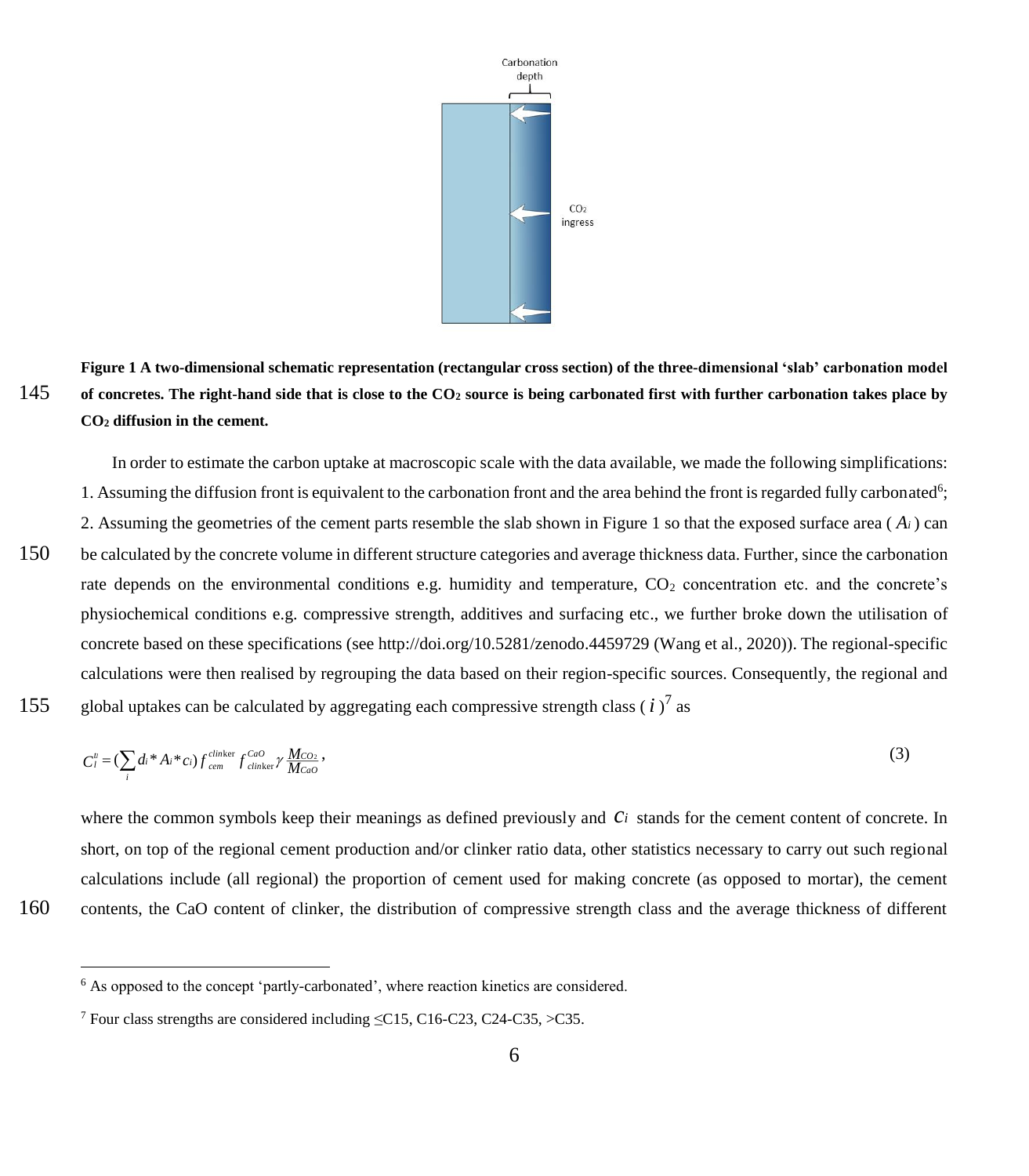**Figure 1 A two-dimensional schematic representation (rectangular cross section) of the three-dimensional 'slab' carbonation model of concretes. The right-hand side that is close to the $CO_2$ source is being carbonated first with further carbonation takes place by $CO_2$ diffusion in the cement.**

In order to estimate the carbon uptake at macroscopic scale with the data available, we made the following simplifications:

1. Assuming the diffusion front is equivalent to the carbonation front and the area behind the front is regarded fully carbonated[6];
2. Assuming the geometries of the cement parts resemble the slab shown in Figure 1 so that the exposed surface area ( $A_i$ ) can be calculated by the concrete volume in different structure categories and average thickness data. Further, since the carbonation rate depends on the environmental conditions e.g. humidity and temperature, $CO_2$ concentration etc. and the concrete's physiochemical conditions e.g. compressive strength, additives and surfacing etc., we further broke down the utilisation of concrete based on these specifications (see http://doi.org/10.5281/zenodo.4459729 (Wang et al., 2020)). The regional-specific calculations were then realised by regrouping the data based on their region-specific sources. Consequently, the regional and global uptakes can be calculated by aggregating each compressive strength class ( $i$ )[7] as

$$C_l^u = (\sum_i d_i * A_i * c_i) f_{cem}^{clinker} f_{clinker}^{CaO} \gamma \frac{M_{CO_2}}{M_{CaO}}, \tag{3}$$

where the common symbols keep their meanings as defined previously and $c_i$ stands for the cement content of concrete. In short, on top of the regional cement production and/or clinker ratio data, other statistics necessary to carry out such regional calculations include (all regional) the proportion of cement used for making concrete (as opposed to mortar), the cement contents, the CaO content of clinker, the distribution of compressive strength class and the average thickness of different

[6] As opposed to the concept 'partly-carbonated', where reaction kinetics are considered.

[7] Four class strengths are considered including ≤C15, C16-C23, C24-C35, >C35.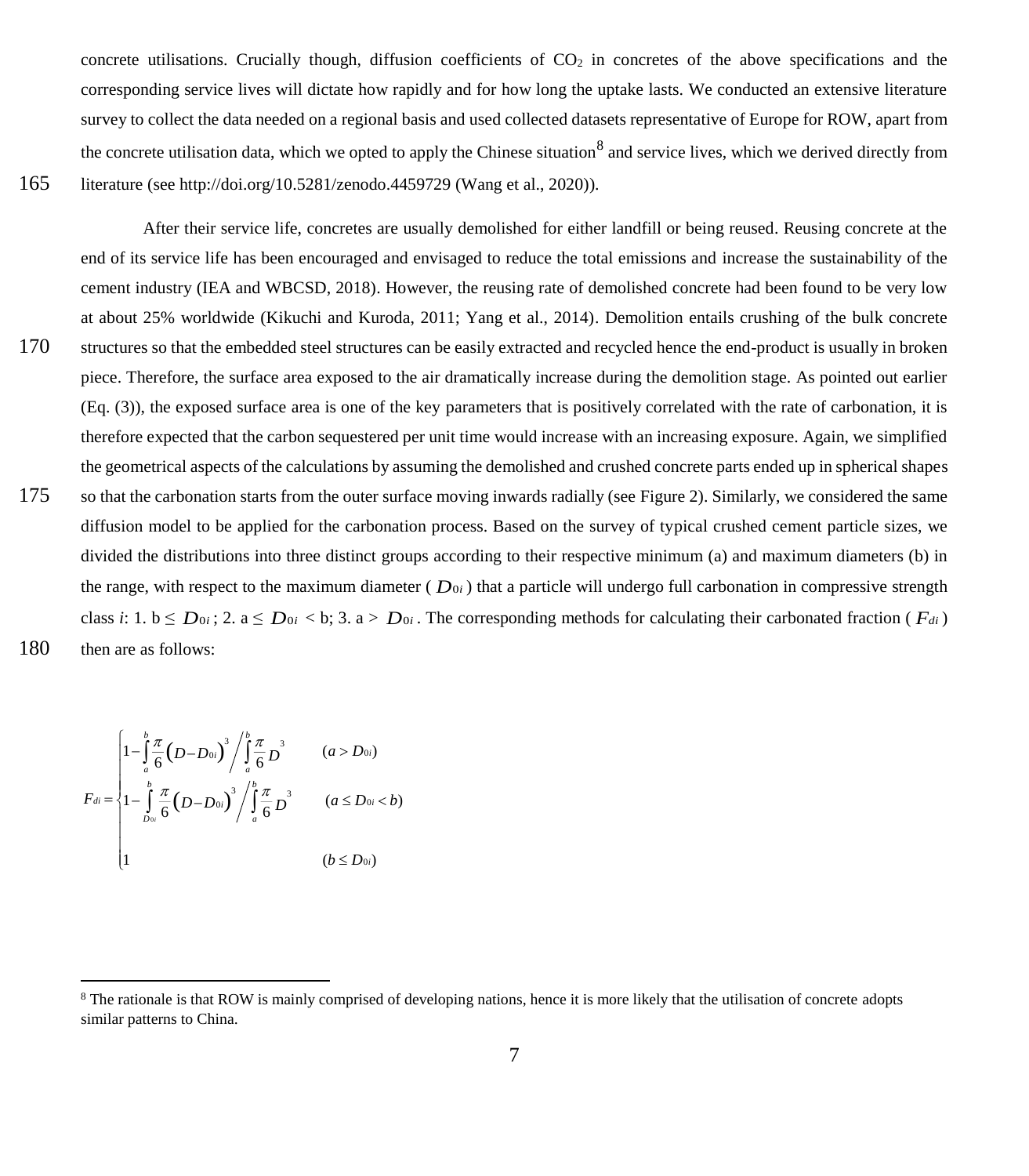concrete utilisations. Crucially though, diffusion coefficients of $CO_2$ in concretes of the above specifications and the corresponding service lives will dictate how rapidly and for how long the uptake lasts. We conducted an extensive literature survey to collect the data needed on a regional basis and used collected datasets representative of Europe for ROW, apart from the concrete utilisation data, which we opted to apply the Chinese situation[8] and service lives, which we derived directly from literature (see http://doi.org/10.5281/zenodo.4459729 (Wang et al., 2020)).

After their service life, concretes are usually demolished for either landfill or being reused. Reusing concrete at the end of its service life has been encouraged and envisaged to reduce the total emissions and increase the sustainability of the cement industry (IEA and WBCSD, 2018). However, the reusing rate of demolished concrete had been found to be very low at about 25% worldwide (Kikuchi and Kuroda, 2011; Yang et al., 2014). Demolition entails crushing of the bulk concrete structures so that the embedded steel structures can be easily extracted and recycled hence the end-product is usually in broken piece. Therefore, the surface area exposed to the air dramatically increase during the demolition stage. As pointed out earlier (Eq. (3)), the exposed surface area is one of the key parameters that is positively correlated with the rate of carbonation, it is therefore expected that the carbon sequestered per unit time would increase with an increasing exposure. Again, we simplified the geometrical aspects of the calculations by assuming the demolished and crushed concrete parts ended up in spherical shapes so that the carbonation starts from the outer surface moving inwards radially (see Figure 2). Similarly, we considered the same diffusion model to be applied for the carbonation process. Based on the survey of typical crushed cement particle sizes, we divided the distributions into three distinct groups according to their respective minimum (a) and maximum diameters (b) in the range, with respect to the maximum diameter ( $D_{0i}$ ) that a particle will undergo full carbonation in compressive strength class *i*: 1. b $\leq D_{0i}$ ; 2. a $\leq D_{0i}$ < b; 3. a > $D_{0i}$ . The corresponding methods for calculating their carbonated fraction ( $F_{di}$ ) then are as follows:

$$
F_{di} = \begin{cases} 1 - \int_{a}^{b} \frac{\pi}{6}\left(D - D_{0i}\right)^{3} \Big/ \int_{a}^{b} \frac{\pi}{6} D^{3} & (a > D_{0i}) \\ 1 - \int_{D_{0i}}^{b} \frac{\pi}{6}\left(D - D_{0i}\right)^{3} \Big/ \int_{a}^{b} \frac{\pi}{6} D^{3} & (a \leq D_{0i} < b) \\ 1 & (b \leq D_{0i}) \end{cases}
$$

[8] The rationale is that ROW is mainly comprised of developing nations, hence it is more likely that the utilisation of concrete adopts similar patterns to China.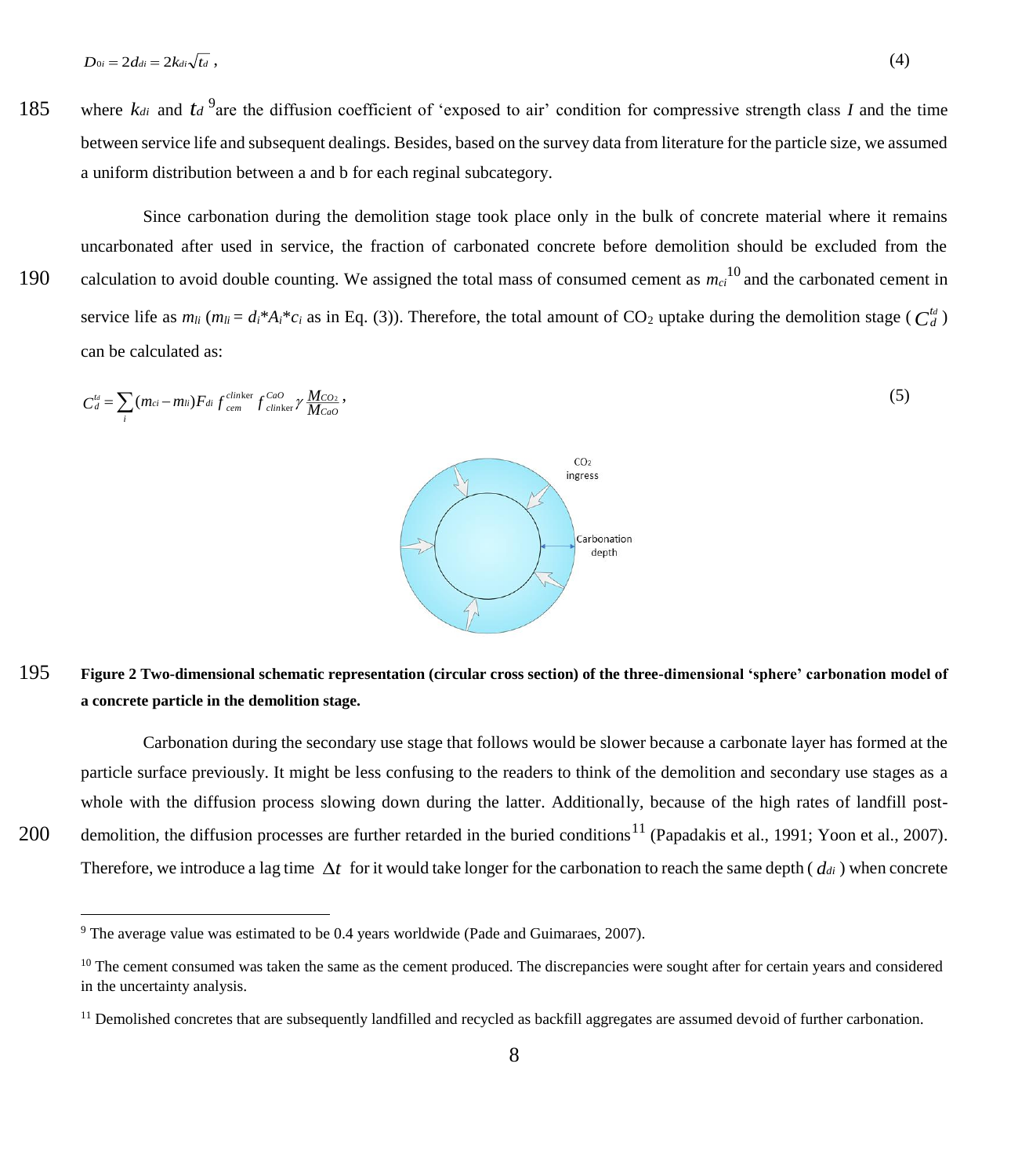$$D_{0i} = 2d_{di} = 2k_{di}\sqrt{t_d}\ , \tag{4}$$

where $k_{di}$ and $t_d$ [9] are the diffusion coefficient of 'exposed to air' condition for compressive strength class *I* and the time between service life and subsequent dealings. Besides, based on the survey data from literature for the particle size, we assumed a uniform distribution between a and b for each reginal subcategory.

Since carbonation during the demolition stage took place only in the bulk of concrete material where it remains uncarbonated after used in service, the fraction of carbonated concrete before demolition should be excluded from the calculation to avoid double counting. We assigned the total mass of consumed cement as $m_{ci}$ [10] and the carbonated cement in service life as $m_{li}$ ($m_{li} = d_i*A_i*c_i$ as in Eq. (3)). Therefore, the total amount of $CO_2$ uptake during the demolition stage ($C_d^{td}$) can be calculated as:

$$C_d^{td} = \sum_i (m_{ci} - m_{li}) F_{di}\, f_{cem}^{clinker}\, f_{clinker}^{CaO}\, \gamma \frac{M_{CO_2}}{M_{CaO}}\ , \tag{5}$$

**Figure 2 Two-dimensional schematic representation (circular cross section) of the three-dimensional 'sphere' carbonation model of a concrete particle in the demolition stage.**

Carbonation during the secondary use stage that follows would be slower because a carbonate layer has formed at the particle surface previously. It might be less confusing to the readers to think of the demolition and secondary use stages as a whole with the diffusion process slowing down during the latter. Additionally, because of the high rates of landfill post-demolition, the diffusion processes are further retarded in the buried conditions[11] (Papadakis et al., 1991; Yoon et al., 2007). Therefore, we introduce a lag time $\Delta t$ for it would take longer for the carbonation to reach the same depth ($d_{di}$) when concrete

---

[9] The average value was estimated to be 0.4 years worldwide (Pade and Guimaraes, 2007).

[10] The cement consumed was taken the same as the cement produced. The discrepancies were sought after for certain years and considered in the uncertainty analysis.

[11] Demolished concretes that are subsequently landfilled and recycled as backfill aggregates are assumed devoid of further carbonation.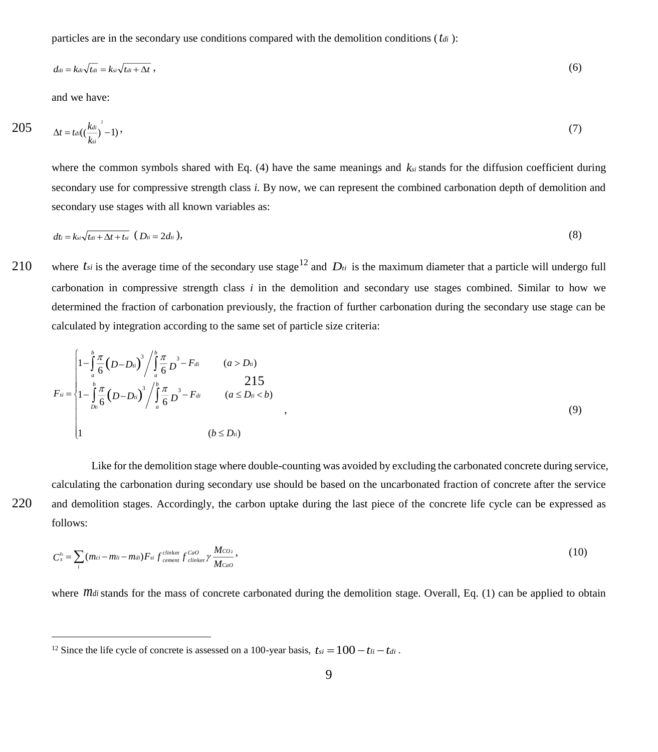particles are in the secondary use conditions compared with the demolition conditions ($t_{di}$):

$$d_{di} = k_{di}\sqrt{t_{di}} = k_{si}\sqrt{t_{di} + \Delta t}\ , \tag{6}$$

and we have:

$$\Delta t = t_{di}\left(\left(\frac{k_{di}}{k_{si}}\right)^2 - 1\right), \tag{7}$$

where the common symbols shared with Eq. (4) have the same meanings and $k_{si}$ stands for the diffusion coefficient during secondary use for compressive strength class *i.* By now, we can represent the combined carbonation depth of demolition and secondary use stages with all known variables as:

$$d_{ti} = k_{si}\sqrt{t_{di} + \Delta t + t_{si}}\ \ (D_{ti} = 2d_{ti}), \tag{8}$$

where $t_{si}$ is the average time of the secondary use stage[12] and $D_{ti}$ is the maximum diameter that a particle will undergo full carbonation in compressive strength class *i* in the demolition and secondary use stages combined. Similar to how we determined the fraction of carbonation previously, the fraction of further carbonation during the secondary use stage can be calculated by integration according to the same set of particle size criteria:

$$F_{si} = \begin{cases} 1 - \int_a^b \frac{\pi}{6}\left(D - D_{ti}\right)^3 \Big/ \int_a^b \frac{\pi}{6} D^3 - F_{di} & (a > D_{ti}) \\ 1 - \int_{D_{ti}}^b \frac{\pi}{6}\left(D - D_{ti}\right)^3 \Big/ \int_a^b \frac{\pi}{6} D^3 - F_{di} & (a \le D_{ti} < b) \\ 1 & (b \le D_{ti}) \end{cases}, \tag{9}$$

Like for the demolition stage where double-counting was avoided by excluding the carbonated concrete during service, calculating the carbonation during secondary use should be based on the uncarbonated fraction of concrete after the service and demolition stages. Accordingly, the carbon uptake during the last piece of the concrete life cycle can be expressed as follows:

$$C_s^{ts} = \sum_i (m_{ci} - m_{li} - m_{di}) F_{si}\, f_{cement}^{clinker}\, f_{clinker}^{CaO}\, \gamma \frac{M_{CO_2}}{M_{CaO}}, \tag{10}$$

where $m_{di}$ stands for the mass of concrete carbonated during the demolition stage. Overall, Eq. (1) can be applied to obtain

[12] Since the life cycle of concrete is assessed on a 100-year basis, $t_{si} = 100 - t_{li} - t_{di}$.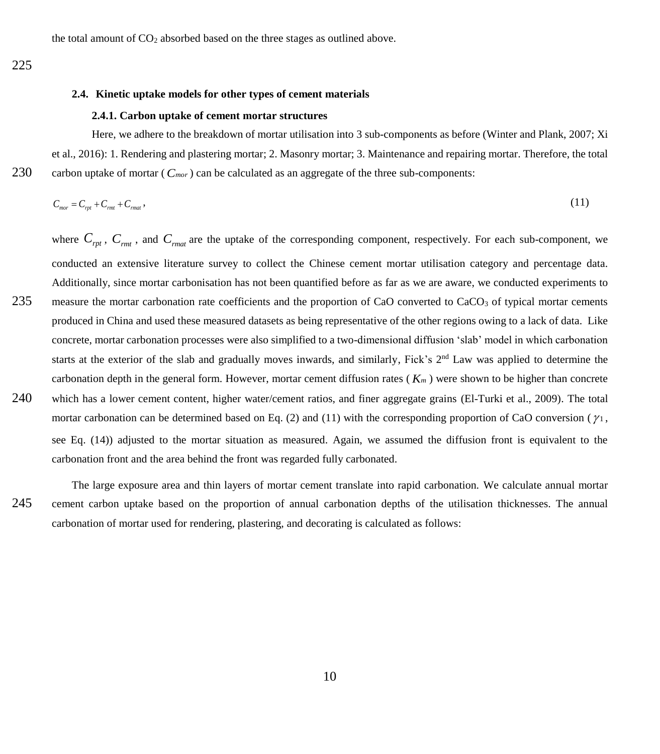the total amount of $CO_2$ absorbed based on the three stages as outlined above.

## 2.4. Kinetic uptake models for other types of cement materials

### 2.4.1. Carbon uptake of cement mortar structures

Here, we adhere to the breakdown of mortar utilisation into 3 sub-components as before (Winter and Plank, 2007; Xi et al., 2016): 1. Rendering and plastering mortar; 2. Masonry mortar; 3. Maintenance and repairing mortar. Therefore, the total carbon uptake of mortar ( $C_{mor}$ ) can be calculated as an aggregate of the three sub-components:

$$C_{mor} = C_{rpt} + C_{rmt} + C_{rmat}, \tag{11}$$

where $C_{rpt}$, $C_{rmt}$, and $C_{rmat}$ are the uptake of the corresponding component, respectively. For each sub-component, we conducted an extensive literature survey to collect the Chinese cement mortar utilisation category and percentage data. Additionally, since mortar carbonisation has not been quantified before as far as we are aware, we conducted experiments to measure the mortar carbonation rate coefficients and the proportion of CaO converted to $CaCO_3$ of typical mortar cements produced in China and used these measured datasets as being representative of the other regions owing to a lack of data. Like concrete, mortar carbonation processes were also simplified to a two-dimensional diffusion 'slab' model in which carbonation starts at the exterior of the slab and gradually moves inwards, and similarly, Fick's 2nd Law was applied to determine the carbonation depth in the general form. However, mortar cement diffusion rates ( $K_m$ ) were shown to be higher than concrete which has a lower cement content, higher water/cement ratios, and finer aggregate grains (El-Turki et al., 2009). The total mortar carbonation can be determined based on Eq. (2) and (11) with the corresponding proportion of CaO conversion ( $\gamma_1$, see Eq. (14)) adjusted to the mortar situation as measured. Again, we assumed the diffusion front is equivalent to the carbonation front and the area behind the front was regarded fully carbonated.

The large exposure area and thin layers of mortar cement translate into rapid carbonation. We calculate annual mortar cement carbon uptake based on the proportion of annual carbonation depths of the utilisation thicknesses. The annual carbonation of mortar used for rendering, plastering, and decorating is calculated as follows: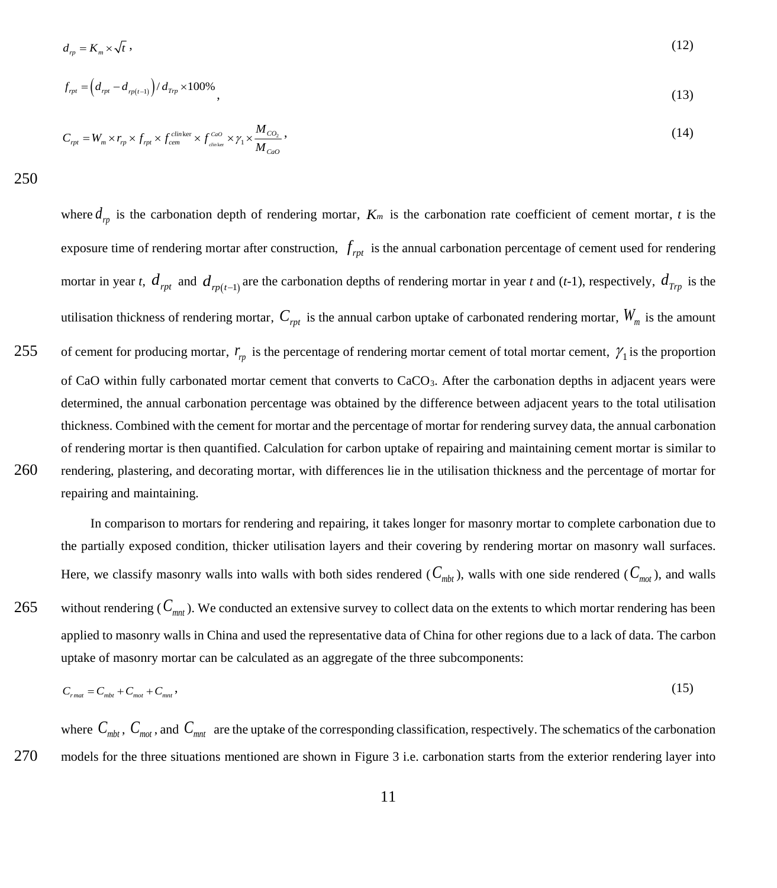$$d_{rp} = K_m \times \sqrt{t}\,, \tag{12}$$

$$f_{rpt} = \left(d_{rpt} - d_{rp(t-1)}\right) / d_{Trp} \times 100\%\,, \tag{13}$$

$$C_{rpt} = W_m \times r_{rp} \times f_{rpt} \times f_{cem}^{clinker} \times f_{clinker}^{CaO} \times \gamma_1 \times \frac{M_{CO_2}}{M_{CaO}}\,, \tag{14}$$

where $d_{rp}$ is the carbonation depth of rendering mortar, $K_m$ is the carbonation rate coefficient of cement mortar, $t$ is the exposure time of rendering mortar after construction, $f_{rpt}$ is the annual carbonation percentage of cement used for rendering mortar in year $t$, $d_{rpt}$ and $d_{rp(t-1)}$ are the carbonation depths of rendering mortar in year $t$ and ($t$-1), respectively, $d_{Trp}$ is the utilisation thickness of rendering mortar, $C_{rpt}$ is the annual carbon uptake of carbonated rendering mortar, $W_m$ is the amount of cement for producing mortar, $r_{rp}$ is the percentage of rendering mortar cement of total mortar cement, $\gamma_1$ is the proportion of CaO within fully carbonated mortar cement that converts to $CaCO_3$. After the carbonation depths in adjacent years were determined, the annual carbonation percentage was obtained by the difference between adjacent years to the total utilisation thickness. Combined with the cement for mortar and the percentage of mortar for rendering survey data, the annual carbonation of rendering mortar is then quantified. Calculation for carbon uptake of repairing and maintaining cement mortar is similar to rendering, plastering, and decorating mortar, with differences lie in the utilisation thickness and the percentage of mortar for repairing and maintaining.

In comparison to mortars for rendering and repairing, it takes longer for masonry mortar to complete carbonation due to the partially exposed condition, thicker utilisation layers and their covering by rendering mortar on masonry wall surfaces. Here, we classify masonry walls into walls with both sides rendered ($C_{mbt}$), walls with one side rendered ($C_{mot}$), and walls without rendering ($C_{mnt}$). We conducted an extensive survey to collect data on the extents to which mortar rendering has been applied to masonry walls in China and used the representative data of China for other regions due to a lack of data. The carbon uptake of masonry mortar can be calculated as an aggregate of the three subcomponents:

$$C_{rmat} = C_{mbt} + C_{mot} + C_{mnt}\,, \tag{15}$$

where $C_{mbt}$, $C_{mot}$, and $C_{mnt}$ are the uptake of the corresponding classification, respectively. The schematics of the carbonation models for the three situations mentioned are shown in Figure 3 i.e. carbonation starts from the exterior rendering layer into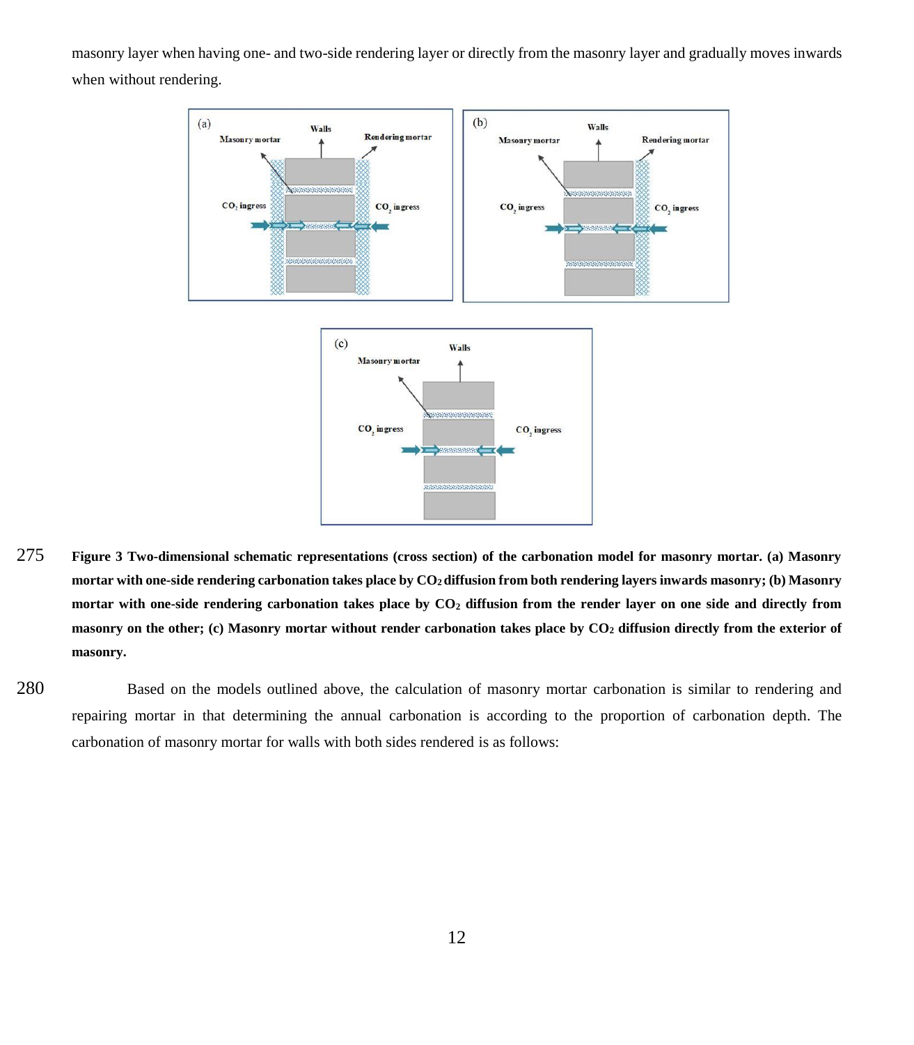masonry layer when having one- and two-side rendering layer or directly from the masonry layer and gradually moves inwards when without rendering.

**Figure 3 Two-dimensional schematic representations (cross section) of the carbonation model for masonry mortar. (a) Masonry mortar with one-side rendering carbonation takes place by $CO_2$ diffusion from both rendering layers inwards masonry; (b) Masonry mortar with one-side rendering carbonation takes place by $CO_2$ diffusion from the render layer on one side and directly from masonry on the other; (c) Masonry mortar without render carbonation takes place by $CO_2$ diffusion directly from the exterior of masonry.**

Based on the models outlined above, the calculation of masonry mortar carbonation is similar to rendering and repairing mortar in that determining the annual carbonation is according to the proportion of carbonation depth. The carbonation of masonry mortar for walls with both sides rendered is as follows: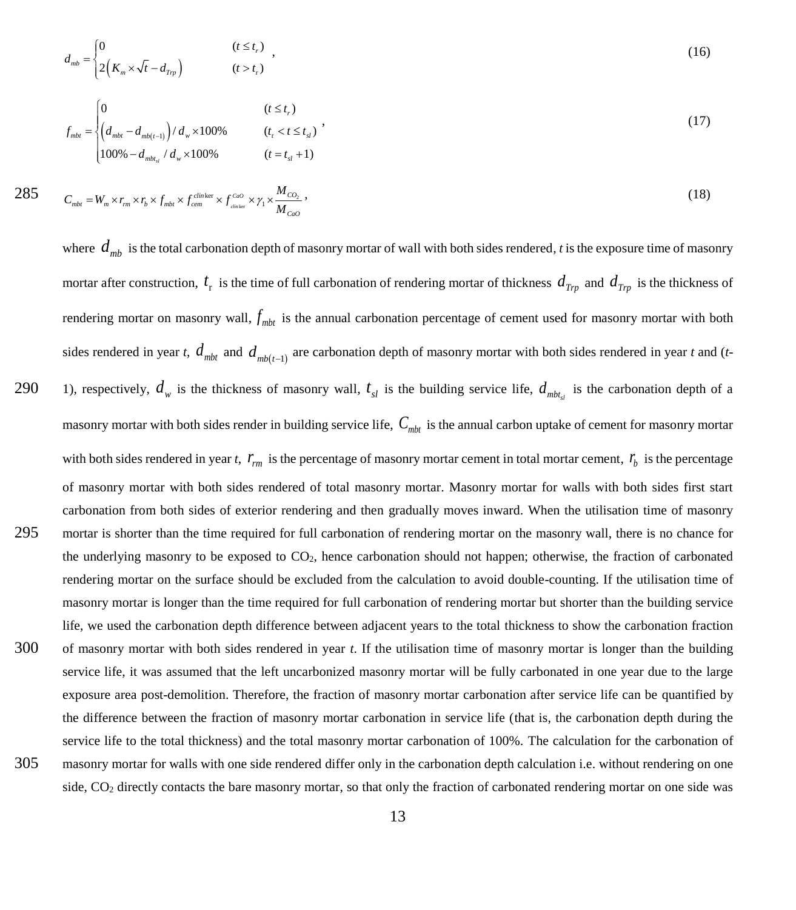$$d_{mb} = \begin{cases} 0 & (t \le t_r) \\ 2\left(K_m \times \sqrt{t} - d_{Trp}\right) & (t > t_r) \end{cases}, \tag{16}$$

$$f_{mbt} = \begin{cases} 0 & (t \le t_r) \\ \left(d_{mbt} - d_{mb(t-1)}\right) / d_w \times 100\% & (t_r < t \le t_{sl}) \\ 100\% - d_{mbt_{sl}} / d_w \times 100\% & (t = t_{sl} + 1) \end{cases}, \tag{17}$$

$$C_{mbt} = W_m \times r_{rm} \times r_b \times f_{mbt} \times f_{cem}^{clinker} \times f_{clinker}^{CaO} \times \gamma_1 \times \frac{M_{CO_2}}{M_{CaO}}, \tag{18}$$

where $d_{mb}$ is the total carbonation depth of masonry mortar of wall with both sides rendered, $t$ is the exposure time of masonry mortar after construction, $t_r$ is the time of full carbonation of rendering mortar of thickness $d_{Trp}$ and $d_{Trp}$ is the thickness of rendering mortar on masonry wall, $f_{mbt}$ is the annual carbonation percentage of cement used for masonry mortar with both sides rendered in year $t$, $d_{mbt}$ and $d_{mb(t-1)}$ are carbonation depth of masonry mortar with both sides rendered in year $t$ and ($t$-1), respectively, $d_w$ is the thickness of masonry wall, $t_{sl}$ is the building service life, $d_{mbt_{sl}}$ is the carbonation depth of a masonry mortar with both sides render in building service life, $C_{mbt}$ is the annual carbon uptake of cement for masonry mortar with both sides rendered in year $t$, $r_{rm}$ is the percentage of masonry mortar cement in total mortar cement, $r_b$ is the percentage of masonry mortar with both sides rendered of total masonry mortar. Masonry mortar for walls with both sides first start carbonation from both sides of exterior rendering and then gradually moves inward. When the utilisation time of masonry mortar is shorter than the time required for full carbonation of rendering mortar on the masonry wall, there is no chance for the underlying masonry to be exposed to $CO_2$, hence carbonation should not happen; otherwise, the fraction of carbonated rendering mortar on the surface should be excluded from the calculation to avoid double-counting. If the utilisation time of masonry mortar is longer than the time required for full carbonation of rendering mortar but shorter than the building service life, we used the carbonation depth difference between adjacent years to the total thickness to show the carbonation fraction of masonry mortar with both sides rendered in year $t$. If the utilisation time of masonry mortar is longer than the building service life, it was assumed that the left uncarbonized masonry mortar will be fully carbonated in one year due to the large exposure area post-demolition. Therefore, the fraction of masonry mortar carbonation after service life can be quantified by the difference between the fraction of masonry mortar carbonation in service life (that is, the carbonation depth during the service life to the total thickness) and the total masonry mortar carbonation of 100%. The calculation for the carbonation of masonry mortar for walls with one side rendered differ only in the carbonation depth calculation i.e. without rendering on one side, $CO_2$ directly contacts the bare masonry mortar, so that only the fraction of carbonated rendering mortar on one side was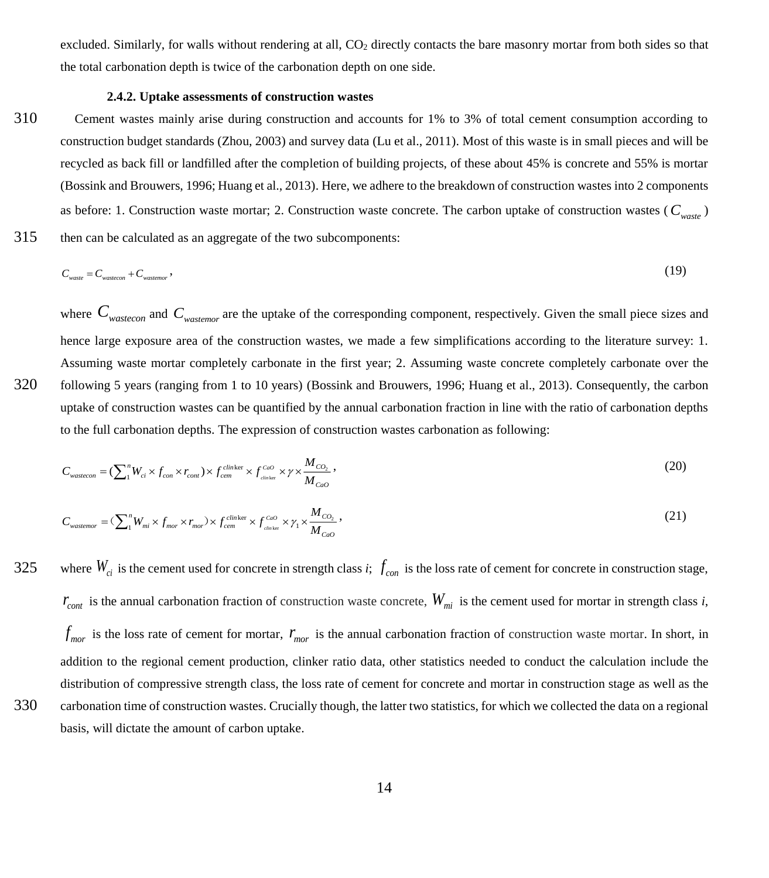excluded. Similarly, for walls without rendering at all, $CO_2$ directly contacts the bare masonry mortar from both sides so that the total carbonation depth is twice of the carbonation depth on one side.

#### 2.4.2. Uptake assessments of construction wastes

Cement wastes mainly arise during construction and accounts for 1% to 3% of total cement consumption according to construction budget standards (Zhou, 2003) and survey data (Lu et al., 2011). Most of this waste is in small pieces and will be recycled as back fill or landfilled after the completion of building projects, of these about 45% is concrete and 55% is mortar (Bossink and Brouwers, 1996; Huang et al., 2013). Here, we adhere to the breakdown of construction wastes into 2 components as before: 1. Construction waste mortar; 2. Construction waste concrete. The carbon uptake of construction wastes ($C_{waste}$) then can be calculated as an aggregate of the two subcomponents:

$$C_{waste} = C_{wastecon} + C_{wastemor}, \tag{19}$$

where $C_{wastecon}$ and $C_{wastemor}$ are the uptake of the corresponding component, respectively. Given the small piece sizes and hence large exposure area of the construction wastes, we made a few simplifications according to the literature survey: 1. Assuming waste mortar completely carbonate in the first year; 2. Assuming waste concrete completely carbonate over the following 5 years (ranging from 1 to 10 years) (Bossink and Brouwers, 1996; Huang et al., 2013). Consequently, the carbon uptake of construction wastes can be quantified by the annual carbonation fraction in line with the ratio of carbonation depths to the full carbonation depths. The expression of construction wastes carbonation as following:

$$C_{wastecon} = \left(\sum_{1}^{n} W_{ci} \times f_{con} \times r_{cont}\right) \times f_{cem}^{clinker} \times f_{clinker}^{CaO} \times \gamma \times \frac{M_{CO_2}}{M_{CaO}}, \tag{20}$$

$$C_{wastemor} = \left(\sum_{1}^{n} W_{mi} \times f_{mor} \times r_{mor}\right) \times f_{cem}^{clinker} \times f_{clinker}^{CaO} \times \gamma_1 \times \frac{M_{CO_2}}{M_{CaO}}, \tag{21}$$

where $W_{ci}$ is the cement used for concrete in strength class *i*; $f_{con}$ is the loss rate of cement for concrete in construction stage, $r_{cont}$ is the annual carbonation fraction of construction waste concrete, $W_{mi}$ is the cement used for mortar in strength class *i*, $f_{mor}$ is the loss rate of cement for mortar, $r_{mor}$ is the annual carbonation fraction of construction waste mortar. In short, in addition to the regional cement production, clinker ratio data, other statistics needed to conduct the calculation include the distribution of compressive strength class, the loss rate of cement for concrete and mortar in construction stage as well as the carbonation time of construction wastes. Crucially though, the latter two statistics, for which we collected the data on a regional basis, will dictate the amount of carbon uptake.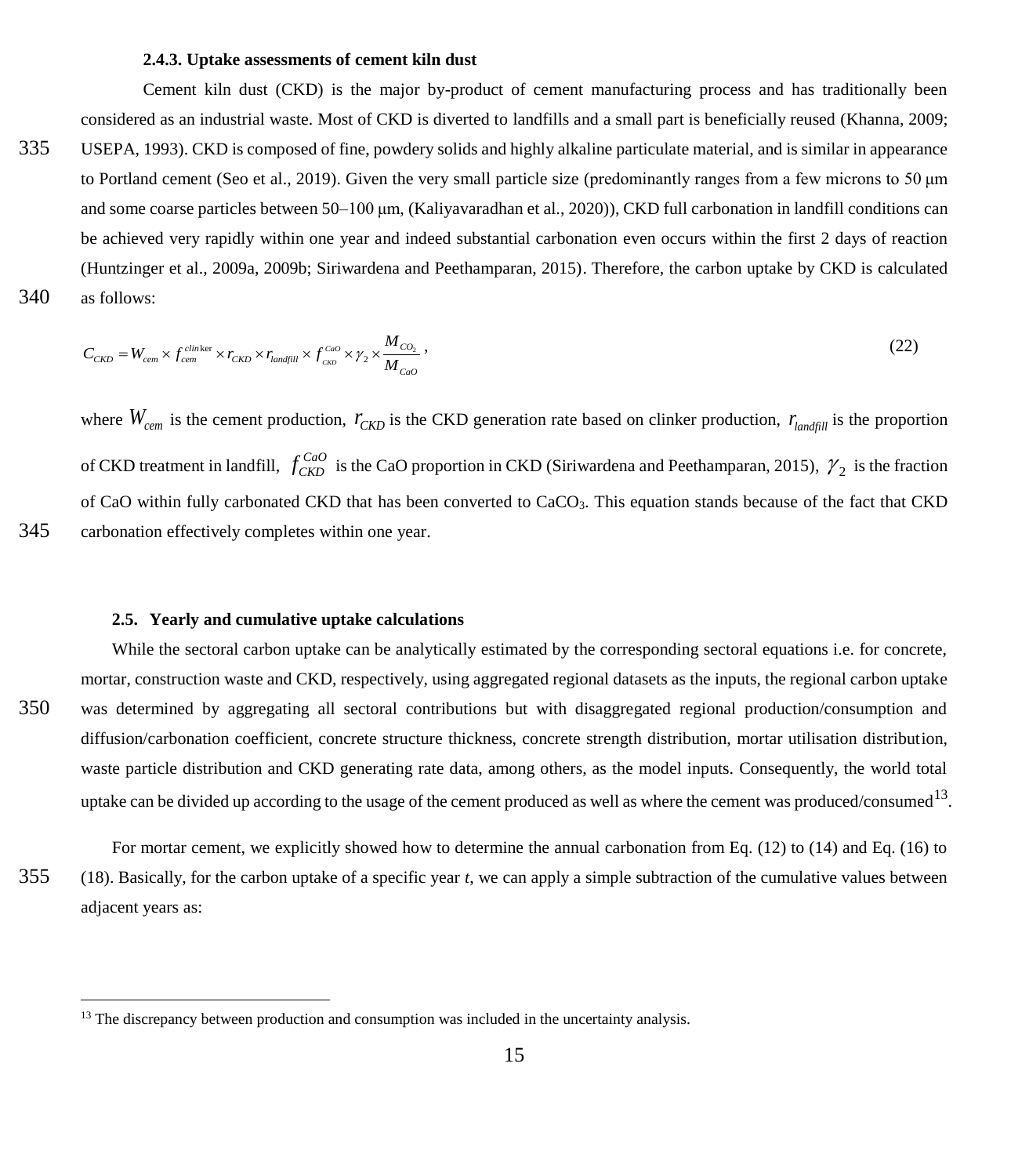#### 2.4.3. Uptake assessments of cement kiln dust

Cement kiln dust (CKD) is the major by-product of cement manufacturing process and has traditionally been considered as an industrial waste. Most of CKD is diverted to landfills and a small part is beneficially reused (Khanna, 2009; USEPA, 1993). CKD is composed of fine, powdery solids and highly alkaline particulate material, and is similar in appearance to Portland cement (Seo et al., 2019). Given the very small particle size (predominantly ranges from a few microns to 50 μm and some coarse particles between 50–100 μm, (Kaliyavaradhan et al., 2020)), CKD full carbonation in landfill conditions can be achieved very rapidly within one year and indeed substantial carbonation even occurs within the first 2 days of reaction (Huntzinger et al., 2009a, 2009b; Siriwardena and Peethamparan, 2015). Therefore, the carbon uptake by CKD is calculated as follows:

$$C_{CKD} = W_{cem} \times f_{cem}^{clinker} \times r_{CKD} \times r_{landfill} \times f_{CKD}^{CaO} \times \gamma_2 \times \frac{M_{CO_2}}{M_{CaO}}, \tag{22}$$

where $W_{cem}$ is the cement production, $r_{CKD}$ is the CKD generation rate based on clinker production, $r_{landfill}$ is the proportion of CKD treatment in landfill, $f_{CKD}^{CaO}$ is the CaO proportion in CKD (Siriwardena and Peethamparan, 2015), $\gamma_2$ is the fraction of CaO within fully carbonated CKD that has been converted to $CaCO_3$. This equation stands because of the fact that CKD carbonation effectively completes within one year.

### 2.5. Yearly and cumulative uptake calculations

While the sectoral carbon uptake can be analytically estimated by the corresponding sectoral equations i.e. for concrete, mortar, construction waste and CKD, respectively, using aggregated regional datasets as the inputs, the regional carbon uptake was determined by aggregating all sectoral contributions but with disaggregated regional production/consumption and diffusion/carbonation coefficient, concrete structure thickness, concrete strength distribution, mortar utilisation distribution, waste particle distribution and CKD generating rate data, among others, as the model inputs. Consequently, the world total uptake can be divided up according to the usage of the cement produced as well as where the cement was produced/consumed[13].

For mortar cement, we explicitly showed how to determine the annual carbonation from Eq. (12) to (14) and Eq. (16) to (18). Basically, for the carbon uptake of a specific year *t*, we can apply a simple subtraction of the cumulative values between adjacent years as:

[13] The discrepancy between production and consumption was included in the uncertainty analysis.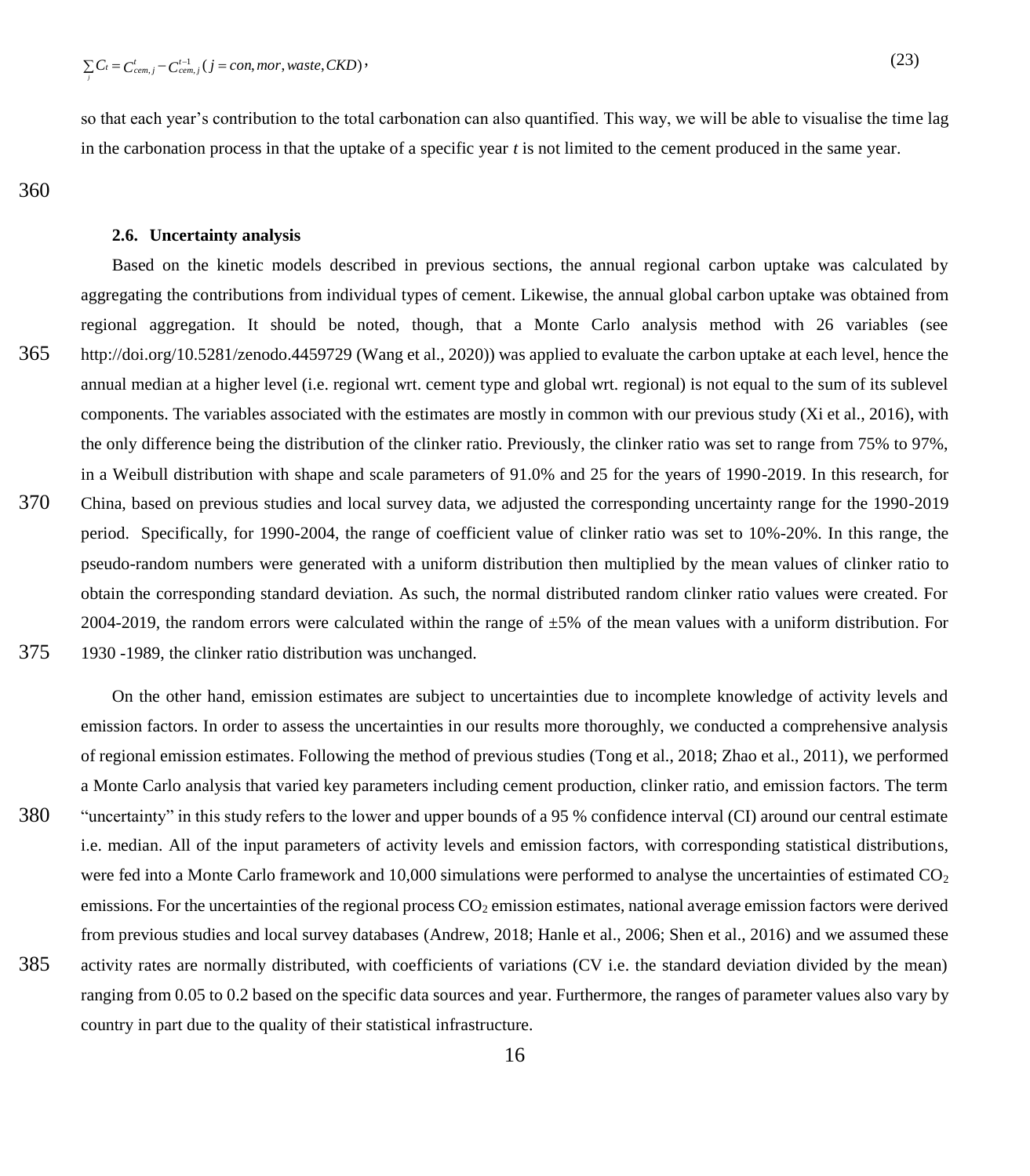$$\sum_{j} C_t = C_{cem,j}^{t} - C_{cem,j}^{t-1} \; (j = con, mor, waste, CKD), \tag{23}$$

so that each year's contribution to the total carbonation can also quantified. This way, we will be able to visualise the time lag in the carbonation process in that the uptake of a specific year *t* is not limited to the cement produced in the same year.

### 2.6. Uncertainty analysis

Based on the kinetic models described in previous sections, the annual regional carbon uptake was calculated by aggregating the contributions from individual types of cement. Likewise, the annual global carbon uptake was obtained from regional aggregation. It should be noted, though, that a Monte Carlo analysis method with 26 variables (see http://doi.org/10.5281/zenodo.4459729 (Wang et al., 2020)) was applied to evaluate the carbon uptake at each level, hence the annual median at a higher level (i.e. regional wrt. cement type and global wrt. regional) is not equal to the sum of its sublevel components. The variables associated with the estimates are mostly in common with our previous study (Xi et al., 2016), with the only difference being the distribution of the clinker ratio. Previously, the clinker ratio was set to range from 75% to 97%, in a Weibull distribution with shape and scale parameters of 91.0% and 25 for the years of 1990-2019. In this research, for China, based on previous studies and local survey data, we adjusted the corresponding uncertainty range for the 1990-2019 period. Specifically, for 1990-2004, the range of coefficient value of clinker ratio was set to 10%-20%. In this range, the pseudo-random numbers were generated with a uniform distribution then multiplied by the mean values of clinker ratio to obtain the corresponding standard deviation. As such, the normal distributed random clinker ratio values were created. For 2004-2019, the random errors were calculated within the range of ±5% of the mean values with a uniform distribution. For 1930 -1989, the clinker ratio distribution was unchanged.

On the other hand, emission estimates are subject to uncertainties due to incomplete knowledge of activity levels and emission factors. In order to assess the uncertainties in our results more thoroughly, we conducted a comprehensive analysis of regional emission estimates. Following the method of previous studies (Tong et al., 2018; Zhao et al., 2011), we performed a Monte Carlo analysis that varied key parameters including cement production, clinker ratio, and emission factors. The term "uncertainty" in this study refers to the lower and upper bounds of a 95 % confidence interval (CI) around our central estimate i.e. median. All of the input parameters of activity levels and emission factors, with corresponding statistical distributions, were fed into a Monte Carlo framework and 10,000 simulations were performed to analyse the uncertainties of estimated $CO_2$ emissions. For the uncertainties of the regional process $CO_2$ emission estimates, national average emission factors were derived from previous studies and local survey databases (Andrew, 2018; Hanle et al., 2006; Shen et al., 2016) and we assumed these activity rates are normally distributed, with coefficients of variations (CV i.e. the standard deviation divided by the mean) ranging from 0.05 to 0.2 based on the specific data sources and year. Furthermore, the ranges of parameter values also vary by country in part due to the quality of their statistical infrastructure.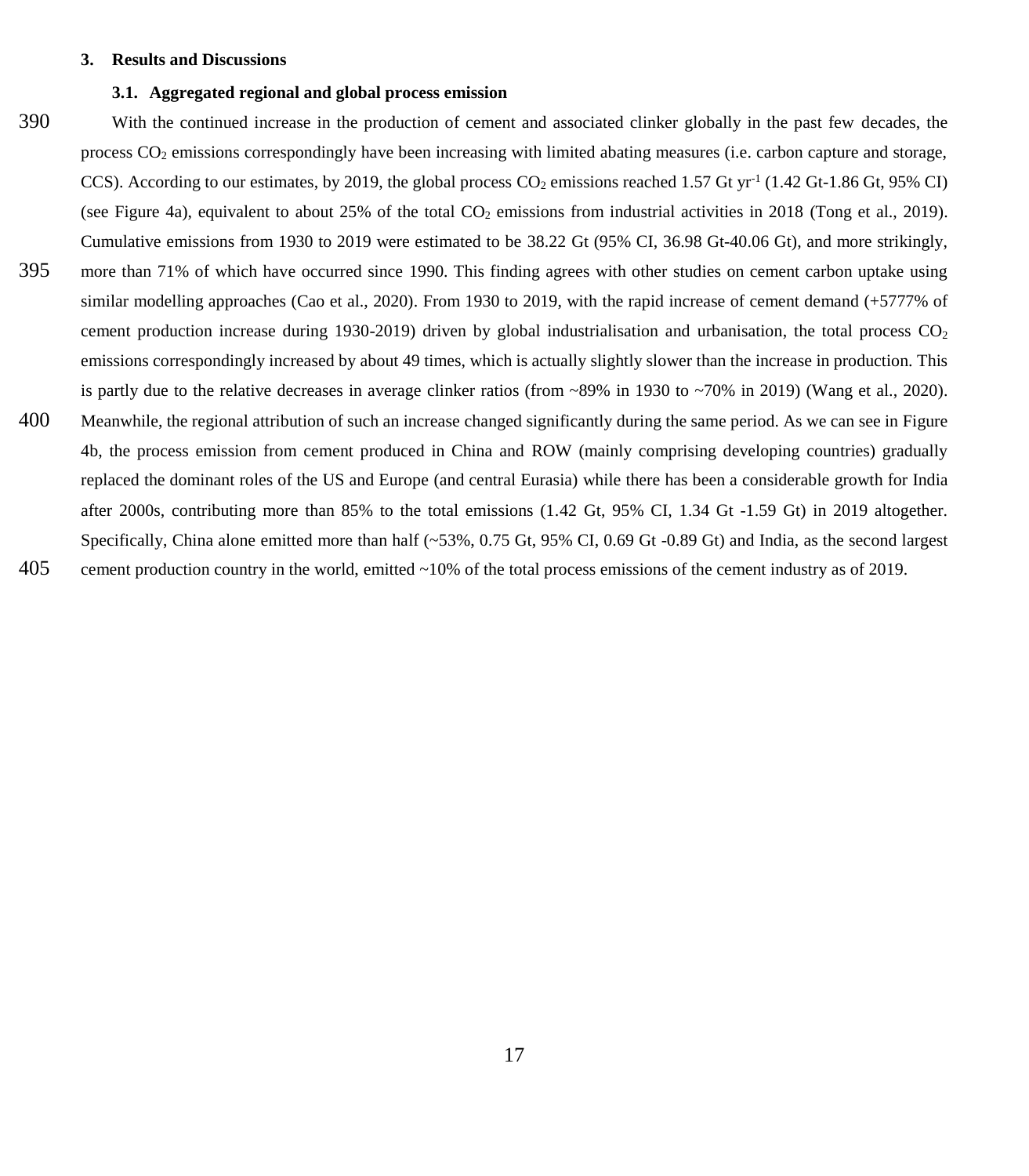## 3. Results and Discussions

### 3.1. Aggregated regional and global process emission

With the continued increase in the production of cement and associated clinker globally in the past few decades, the process $CO_2$ emissions correspondingly have been increasing with limited abating measures (i.e. carbon capture and storage, CCS). According to our estimates, by 2019, the global process $CO_2$ emissions reached 1.57 Gt $yr^{-1}$ (1.42 Gt-1.86 Gt, 95% CI) (see Figure 4a), equivalent to about 25% of the total $CO_2$ emissions from industrial activities in 2018 (Tong et al., 2019). Cumulative emissions from 1930 to 2019 were estimated to be 38.22 Gt (95% CI, 36.98 Gt-40.06 Gt), and more strikingly, more than 71% of which have occurred since 1990. This finding agrees with other studies on cement carbon uptake using similar modelling approaches (Cao et al., 2020). From 1930 to 2019, with the rapid increase of cement demand (+5777% of cement production increase during 1930-2019) driven by global industrialisation and urbanisation, the total process $CO_2$ emissions correspondingly increased by about 49 times, which is actually slightly slower than the increase in production. This is partly due to the relative decreases in average clinker ratios (from ~89% in 1930 to ~70% in 2019) (Wang et al., 2020). Meanwhile, the regional attribution of such an increase changed significantly during the same period. As we can see in Figure 4b, the process emission from cement produced in China and ROW (mainly comprising developing countries) gradually replaced the dominant roles of the US and Europe (and central Eurasia) while there has been a considerable growth for India after 2000s, contributing more than 85% to the total emissions (1.42 Gt, 95% CI, 1.34 Gt -1.59 Gt) in 2019 altogether. Specifically, China alone emitted more than half (~53%, 0.75 Gt, 95% CI, 0.69 Gt -0.89 Gt) and India, as the second largest cement production country in the world, emitted ~10% of the total process emissions of the cement industry as of 2019.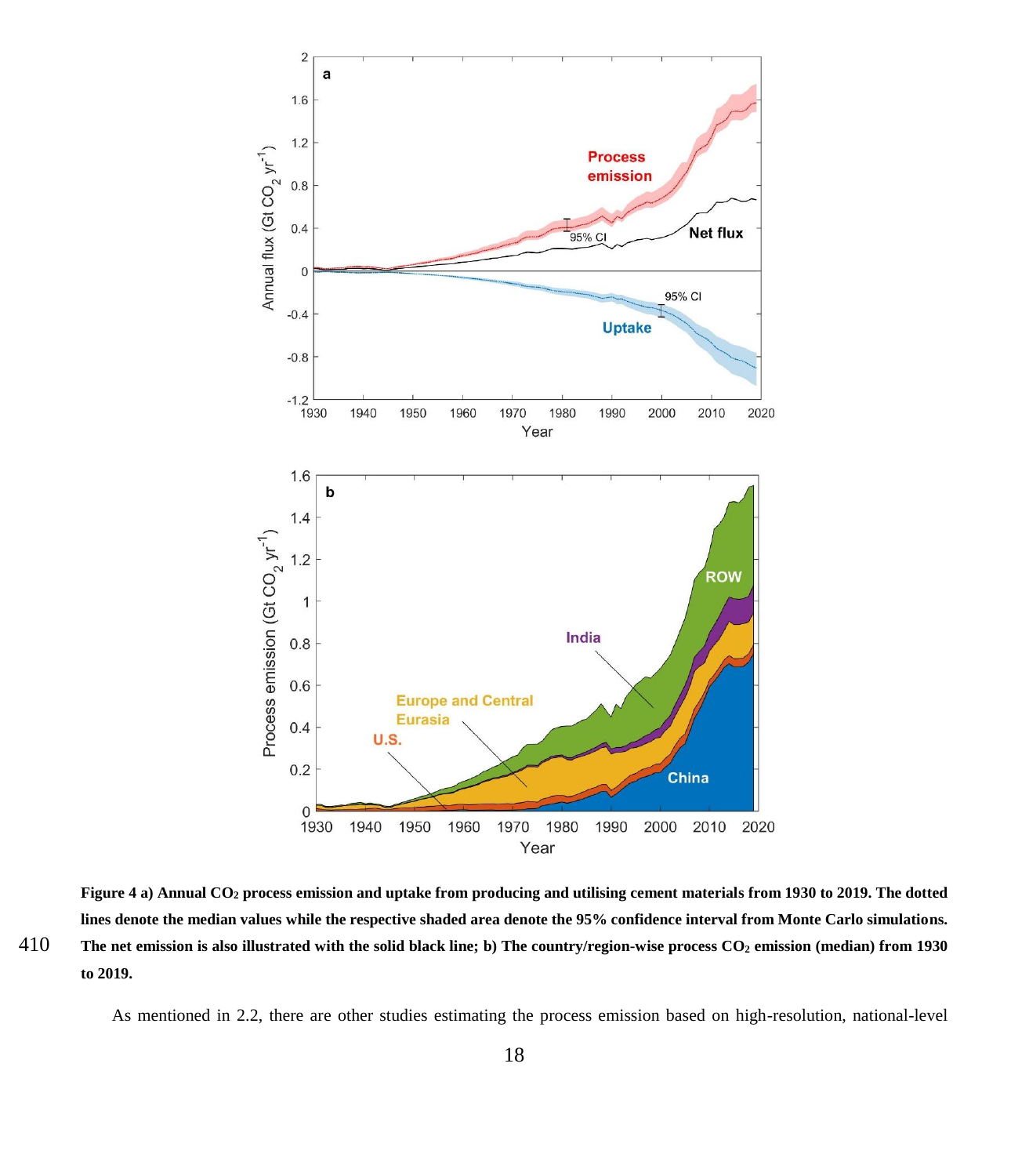**Figure 4 a) Annual $CO_2$ process emission and uptake from producing and utilising cement materials from 1930 to 2019. The dotted lines denote the median values while the respective shaded area denote the 95% confidence interval from Monte Carlo simulations. The net emission is also illustrated with the solid black line; b) The country/region-wise process $CO_2$ emission (median) from 1930 to 2019.**

As mentioned in 2.2, there are other studies estimating the process emission based on high-resolution, national-level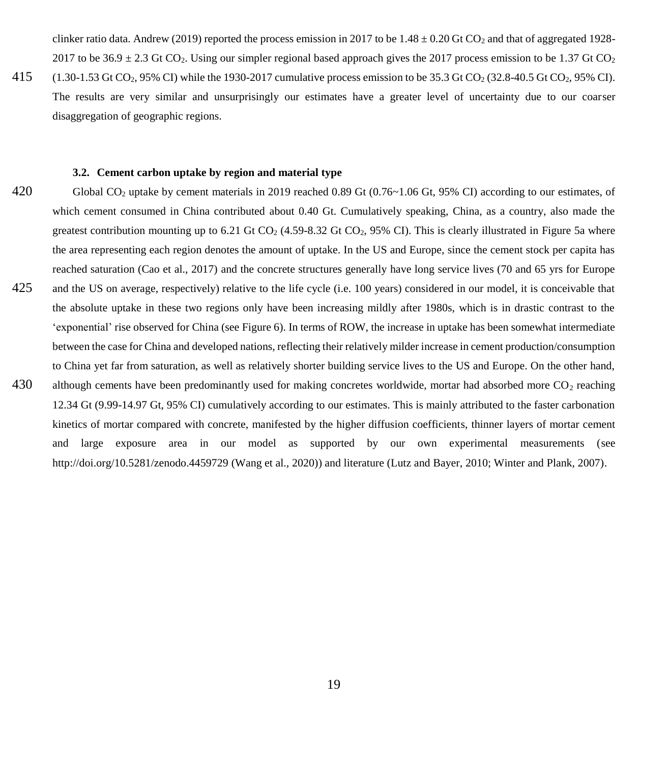clinker ratio data. Andrew (2019) reported the process emission in 2017 to be 1.48 ± 0.20 Gt $CO_2$ and that of aggregated 1928-2017 to be 36.9 ± 2.3 Gt $CO_2$. Using our simpler regional based approach gives the 2017 process emission to be 1.37 Gt $CO_2$ (1.30-1.53 Gt $CO_2$, 95% CI) while the 1930-2017 cumulative process emission to be 35.3 Gt $CO_2$ (32.8-40.5 Gt $CO_2$, 95% CI). The results are very similar and unsurprisingly our estimates have a greater level of uncertainty due to our coarser disaggregation of geographic regions.

### 3.2. Cement carbon uptake by region and material type

Global $CO_2$ uptake by cement materials in 2019 reached 0.89 Gt (0.76~1.06 Gt, 95% CI) according to our estimates, of which cement consumed in China contributed about 0.40 Gt. Cumulatively speaking, China, as a country, also made the greatest contribution mounting up to 6.21 Gt $CO_2$ (4.59-8.32 Gt $CO_2$, 95% CI). This is clearly illustrated in Figure 5a where the area representing each region denotes the amount of uptake. In the US and Europe, since the cement stock per capita has reached saturation (Cao et al., 2017) and the concrete structures generally have long service lives (70 and 65 yrs for Europe and the US on average, respectively) relative to the life cycle (i.e. 100 years) considered in our model, it is conceivable that the absolute uptake in these two regions only have been increasing mildly after 1980s, which is in drastic contrast to the 'exponential' rise observed for China (see Figure 6). In terms of ROW, the increase in uptake has been somewhat intermediate between the case for China and developed nations, reflecting their relatively milder increase in cement production/consumption to China yet far from saturation, as well as relatively shorter building service lives to the US and Europe. On the other hand, although cements have been predominantly used for making concretes worldwide, mortar had absorbed more $CO_2$ reaching 12.34 Gt (9.99-14.97 Gt, 95% CI) cumulatively according to our estimates. This is mainly attributed to the faster carbonation kinetics of mortar compared with concrete, manifested by the higher diffusion coefficients, thinner layers of mortar cement and large exposure area in our model as supported by our own experimental measurements (see http://doi.org/10.5281/zenodo.4459729 (Wang et al., 2020)) and literature (Lutz and Bayer, 2010; Winter and Plank, 2007).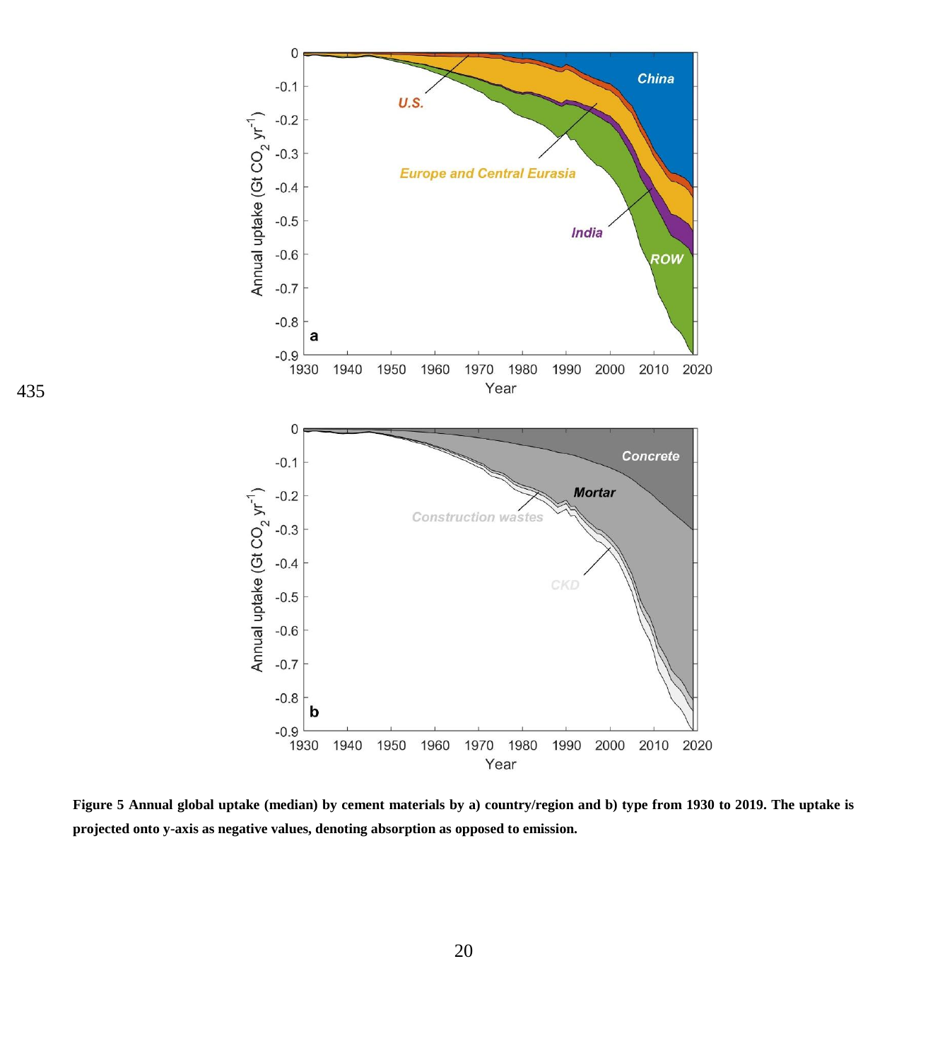**Figure 5 Annual global uptake (median) by cement materials by a) country/region and b) type from 1930 to 2019. The uptake is projected onto y-axis as negative values, denoting absorption as opposed to emission.**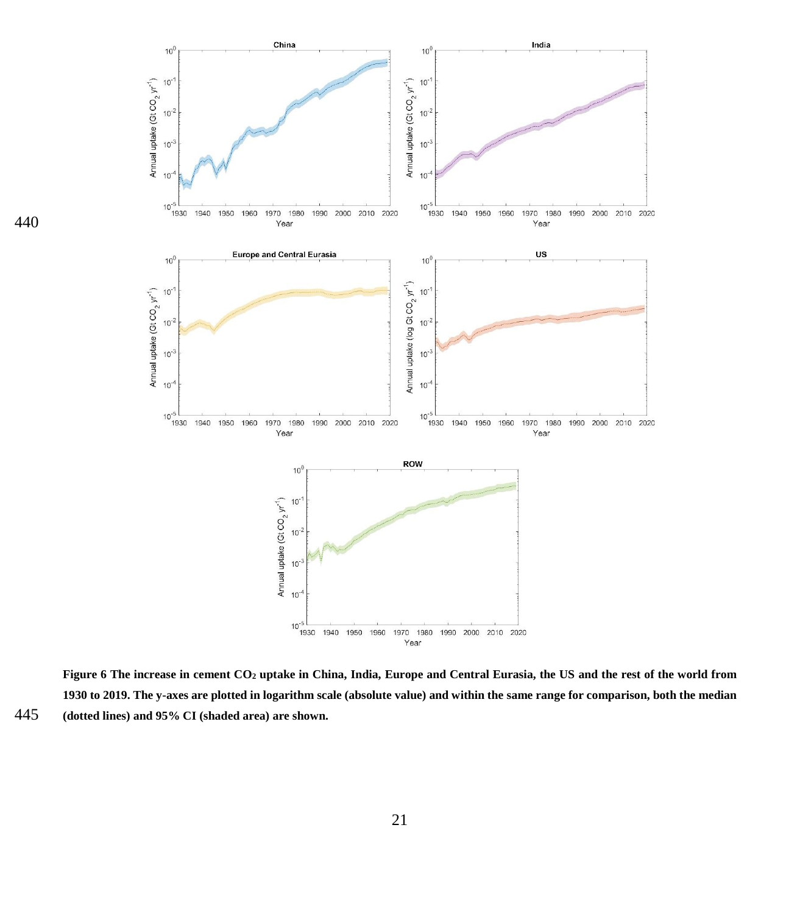**Figure 6 The increase in cement $CO_2$ uptake in China, India, Europe and Central Eurasia, the US and the rest of the world from 1930 to 2019. The y-axes are plotted in logarithm scale (absolute value) and within the same range for comparison, both the median (dotted lines) and 95% CI (shaded area) are shown.**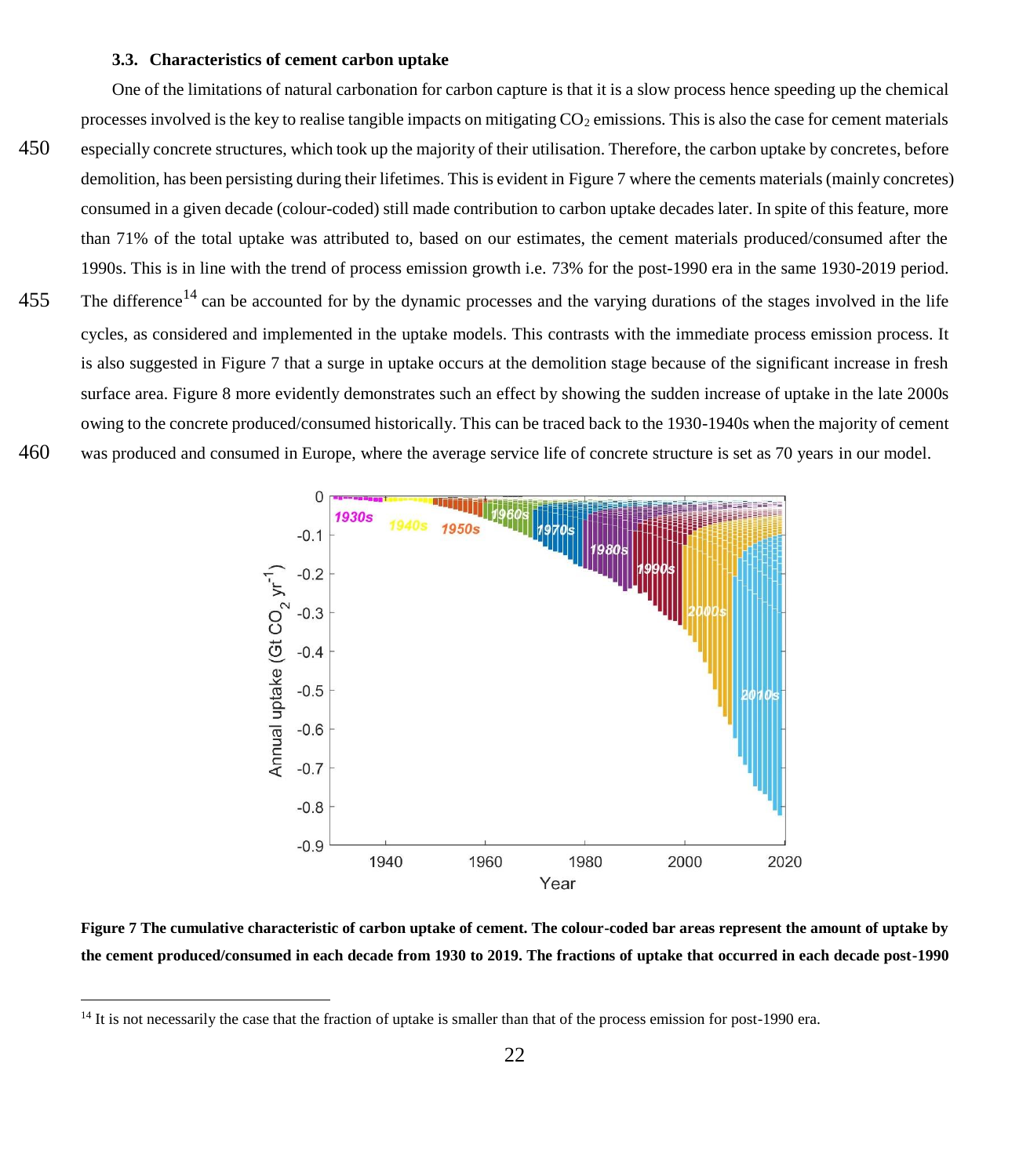### 3.3. Characteristics of cement carbon uptake

One of the limitations of natural carbonation for carbon capture is that it is a slow process hence speeding up the chemical processes involved is the key to realise tangible impacts on mitigating $CO_2$ emissions. This is also the case for cement materials especially concrete structures, which took up the majority of their utilisation. Therefore, the carbon uptake by concretes, before demolition, has been persisting during their lifetimes. This is evident in Figure 7 where the cements materials (mainly concretes) consumed in a given decade (colour-coded) still made contribution to carbon uptake decades later. In spite of this feature, more than 71% of the total uptake was attributed to, based on our estimates, the cement materials produced/consumed after the 1990s. This is in line with the trend of process emission growth i.e. 73% for the post-1990 era in the same 1930-2019 period. The difference[14] can be accounted for by the dynamic processes and the varying durations of the stages involved in the life cycles, as considered and implemented in the uptake models. This contrasts with the immediate process emission process. It is also suggested in Figure 7 that a surge in uptake occurs at the demolition stage because of the significant increase in fresh surface area. Figure 8 more evidently demonstrates such an effect by showing the sudden increase of uptake in the late 2000s owing to the concrete produced/consumed historically. This can be traced back to the 1930-1940s when the majority of cement was produced and consumed in Europe, where the average service life of concrete structure is set as 70 years in our model.

**Figure 7 The cumulative characteristic of carbon uptake of cement. The colour-coded bar areas represent the amount of uptake by the cement produced/consumed in each decade from 1930 to 2019. The fractions of uptake that occurred in each decade post-1990**

[14] It is not necessarily the case that the fraction of uptake is smaller than that of the process emission for post-1990 era.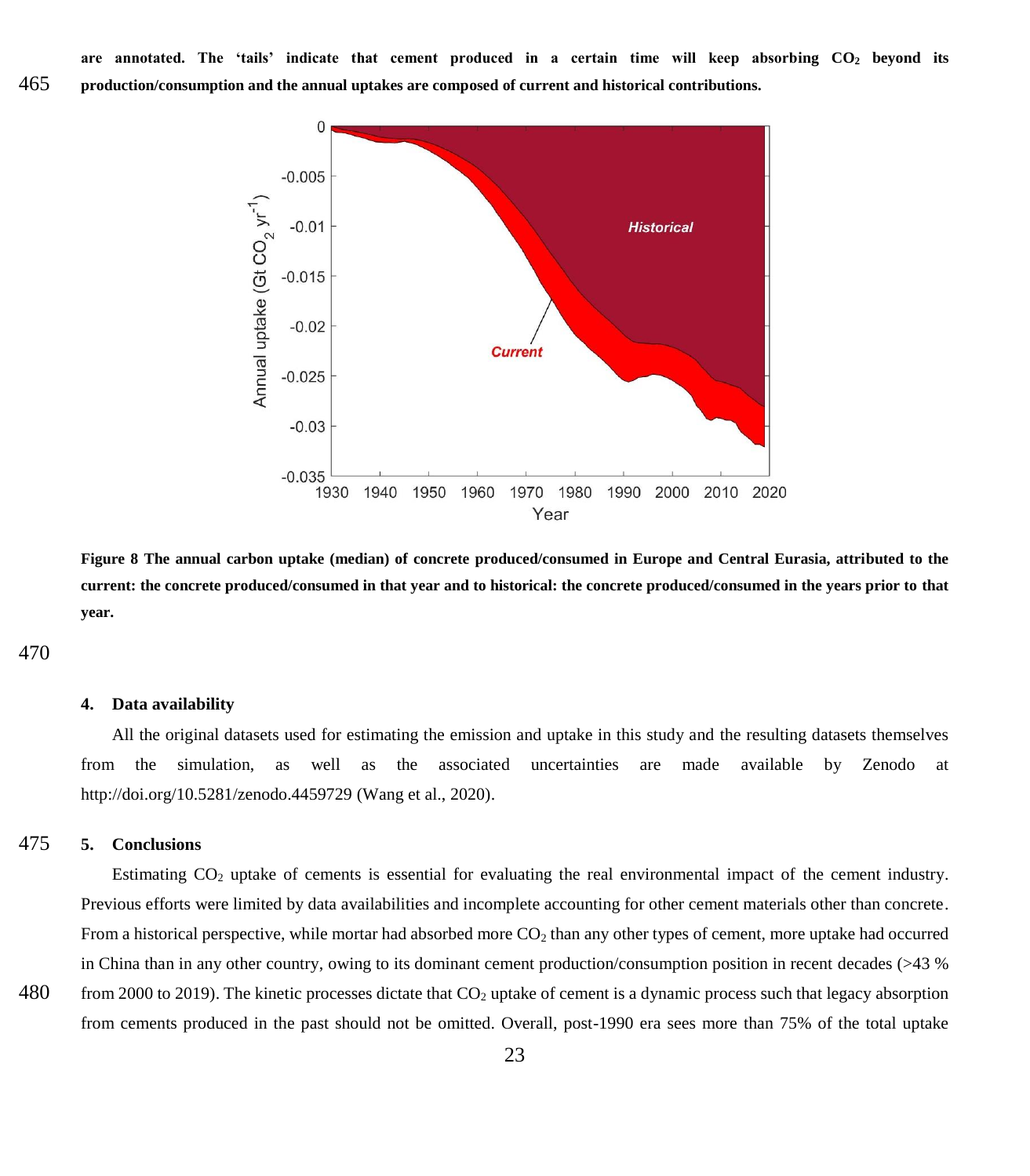**are annotated. The 'tails' indicate that cement produced in a certain time will keep absorbing $CO_2$ beyond its production/consumption and the annual uptakes are composed of current and historical contributions.**

**Figure 8 The annual carbon uptake (median) of concrete produced/consumed in Europe and Central Eurasia, attributed to the current: the concrete produced/consumed in that year and to historical: the concrete produced/consumed in the years prior to that year.**

## 4. Data availability

All the original datasets used for estimating the emission and uptake in this study and the resulting datasets themselves from the simulation, as well as the associated uncertainties are made available by Zenodo at http://doi.org/10.5281/zenodo.4459729 (Wang et al., 2020).

## 5. Conclusions

Estimating $CO_2$ uptake of cements is essential for evaluating the real environmental impact of the cement industry. Previous efforts were limited by data availabilities and incomplete accounting for other cement materials other than concrete. From a historical perspective, while mortar had absorbed more $CO_2$ than any other types of cement, more uptake had occurred in China than in any other country, owing to its dominant cement production/consumption position in recent decades (>43 % from 2000 to 2019). The kinetic processes dictate that $CO_2$ uptake of cement is a dynamic process such that legacy absorption from cements produced in the past should not be omitted. Overall, post-1990 era sees more than 75% of the total uptake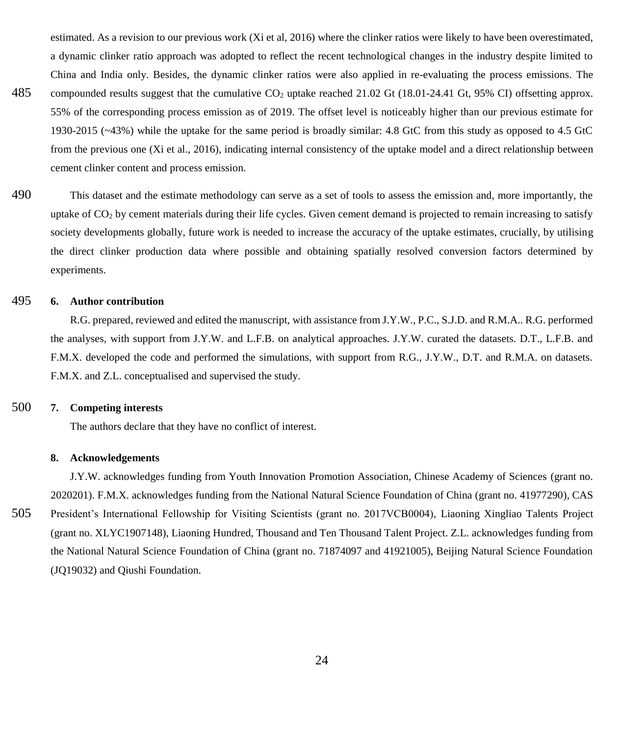estimated. As a revision to our previous work (Xi et al, 2016) where the clinker ratios were likely to have been overestimated, a dynamic clinker ratio approach was adopted to reflect the recent technological changes in the industry despite limited to China and India only. Besides, the dynamic clinker ratios were also applied in re-evaluating the process emissions. The compounded results suggest that the cumulative $CO_2$ uptake reached 21.02 Gt (18.01-24.41 Gt, 95% CI) offsetting approx. 55% of the corresponding process emission as of 2019. The offset level is noticeably higher than our previous estimate for 1930-2015 (~43%) while the uptake for the same period is broadly similar: 4.8 GtC from this study as opposed to 4.5 GtC from the previous one (Xi et al., 2016), indicating internal consistency of the uptake model and a direct relationship between cement clinker content and process emission.

This dataset and the estimate methodology can serve as a set of tools to assess the emission and, more importantly, the uptake of $CO_2$ by cement materials during their life cycles. Given cement demand is projected to remain increasing to satisfy society developments globally, future work is needed to increase the accuracy of the uptake estimates, crucially, by utilising the direct clinker production data where possible and obtaining spatially resolved conversion factors determined by experiments.

## 6. Author contribution

R.G. prepared, reviewed and edited the manuscript, with assistance from J.Y.W., P.C., S.J.D. and R.M.A.. R.G. performed the analyses, with support from J.Y.W. and L.F.B. on analytical approaches. J.Y.W. curated the datasets. D.T., L.F.B. and F.M.X. developed the code and performed the simulations, with support from R.G., J.Y.W., D.T. and R.M.A. on datasets. F.M.X. and Z.L. conceptualised and supervised the study.

## 7. Competing interests

The authors declare that they have no conflict of interest.

## 8. Acknowledgements

J.Y.W. acknowledges funding from Youth Innovation Promotion Association, Chinese Academy of Sciences (grant no. 2020201). F.M.X. acknowledges funding from the National Natural Science Foundation of China (grant no. 41977290), CAS President's International Fellowship for Visiting Scientists (grant no. 2017VCB0004), Liaoning Xingliao Talents Project (grant no. XLYC1907148), Liaoning Hundred, Thousand and Ten Thousand Talent Project. Z.L. acknowledges funding from the National Natural Science Foundation of China (grant no. 71874097 and 41921005), Beijing Natural Science Foundation (JQ19032) and Qiushi Foundation.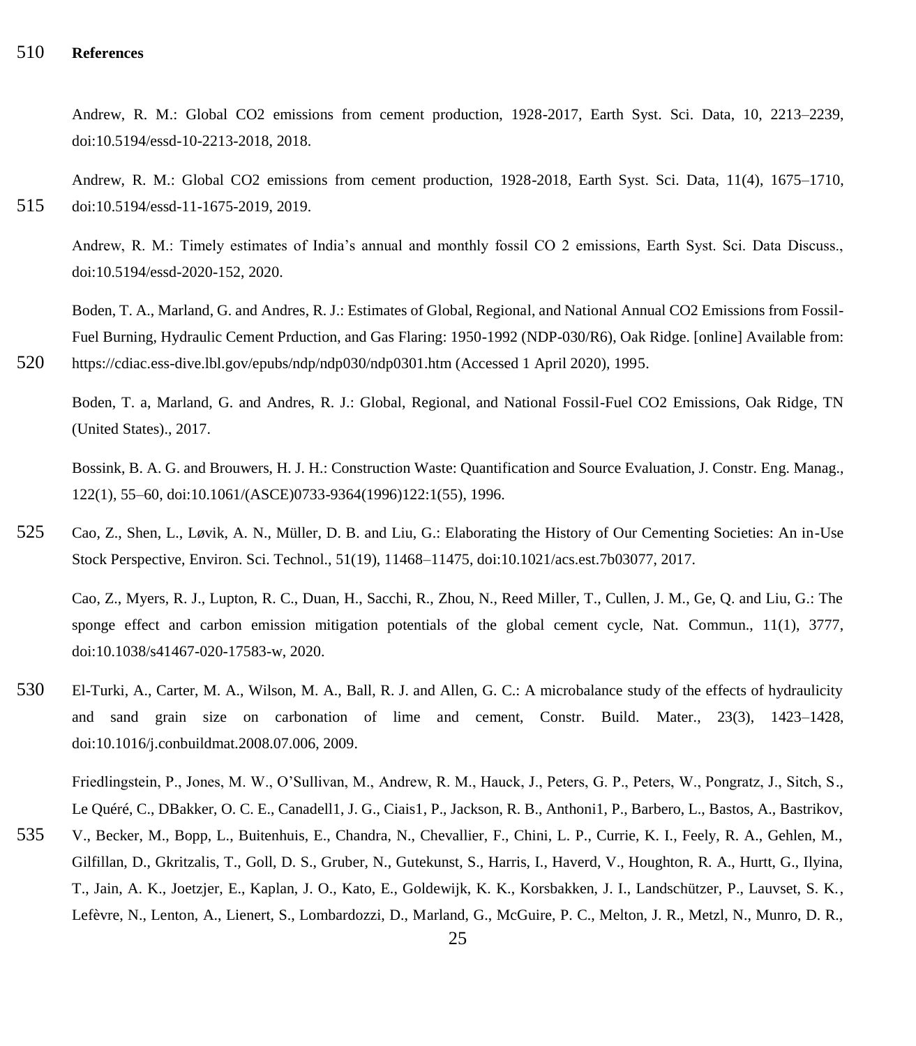## References

Andrew, R. M.: Global CO2 emissions from cement production, 1928-2017, Earth Syst. Sci. Data, 10, 2213–2239, doi:10.5194/essd-10-2213-2018, 2018.

Andrew, R. M.: Global CO2 emissions from cement production, 1928-2018, Earth Syst. Sci. Data, 11(4), 1675–1710, doi:10.5194/essd-11-1675-2019, 2019.

Andrew, R. M.: Timely estimates of India's annual and monthly fossil CO 2 emissions, Earth Syst. Sci. Data Discuss., doi:10.5194/essd-2020-152, 2020.

Boden, T. A., Marland, G. and Andres, R. J.: Estimates of Global, Regional, and National Annual CO2 Emissions from Fossil-Fuel Burning, Hydraulic Cement Prduction, and Gas Flaring: 1950-1992 (NDP-030/R6), Oak Ridge. [online] Available from: https://cdiac.ess-dive.lbl.gov/epubs/ndp/ndp030/ndp0301.htm (Accessed 1 April 2020), 1995.

Boden, T. a, Marland, G. and Andres, R. J.: Global, Regional, and National Fossil-Fuel CO2 Emissions, Oak Ridge, TN (United States)., 2017.

Bossink, B. A. G. and Brouwers, H. J. H.: Construction Waste: Quantification and Source Evaluation, J. Constr. Eng. Manag., 122(1), 55–60, doi:10.1061/(ASCE)0733-9364(1996)122:1(55), 1996.

Cao, Z., Shen, L., Løvik, A. N., Müller, D. B. and Liu, G.: Elaborating the History of Our Cementing Societies: An in-Use Stock Perspective, Environ. Sci. Technol., 51(19), 11468–11475, doi:10.1021/acs.est.7b03077, 2017.

Cao, Z., Myers, R. J., Lupton, R. C., Duan, H., Sacchi, R., Zhou, N., Reed Miller, T., Cullen, J. M., Ge, Q. and Liu, G.: The sponge effect and carbon emission mitigation potentials of the global cement cycle, Nat. Commun., 11(1), 3777, doi:10.1038/s41467-020-17583-w, 2020.

El-Turki, A., Carter, M. A., Wilson, M. A., Ball, R. J. and Allen, G. C.: A microbalance study of the effects of hydraulicity and sand grain size on carbonation of lime and cement, Constr. Build. Mater., 23(3), 1423–1428, doi:10.1016/j.conbuildmat.2008.07.006, 2009.

Friedlingstein, P., Jones, M. W., O'Sullivan, M., Andrew, R. M., Hauck, J., Peters, G. P., Peters, W., Pongratz, J., Sitch, S., Le Quéré, C., DBakker, O. C. E., Canadell1, J. G., Ciais1, P., Jackson, R. B., Anthoni1, P., Barbero, L., Bastos, A., Bastrikov, V., Becker, M., Bopp, L., Buitenhuis, E., Chandra, N., Chevallier, F., Chini, L. P., Currie, K. I., Feely, R. A., Gehlen, M., Gilfillan, D., Gkritzalis, T., Goll, D. S., Gruber, N., Gutekunst, S., Harris, I., Haverd, V., Houghton, R. A., Hurtt, G., Ilyina, T., Jain, A. K., Joetzjer, E., Kaplan, J. O., Kato, E., Goldewijk, K. K., Korsbakken, J. I., Landschützer, P., Lauvset, S. K., Lefèvre, N., Lenton, A., Lienert, S., Lombardozzi, D., Marland, G., McGuire, P. C., Melton, J. R., Metzl, N., Munro, D. R.,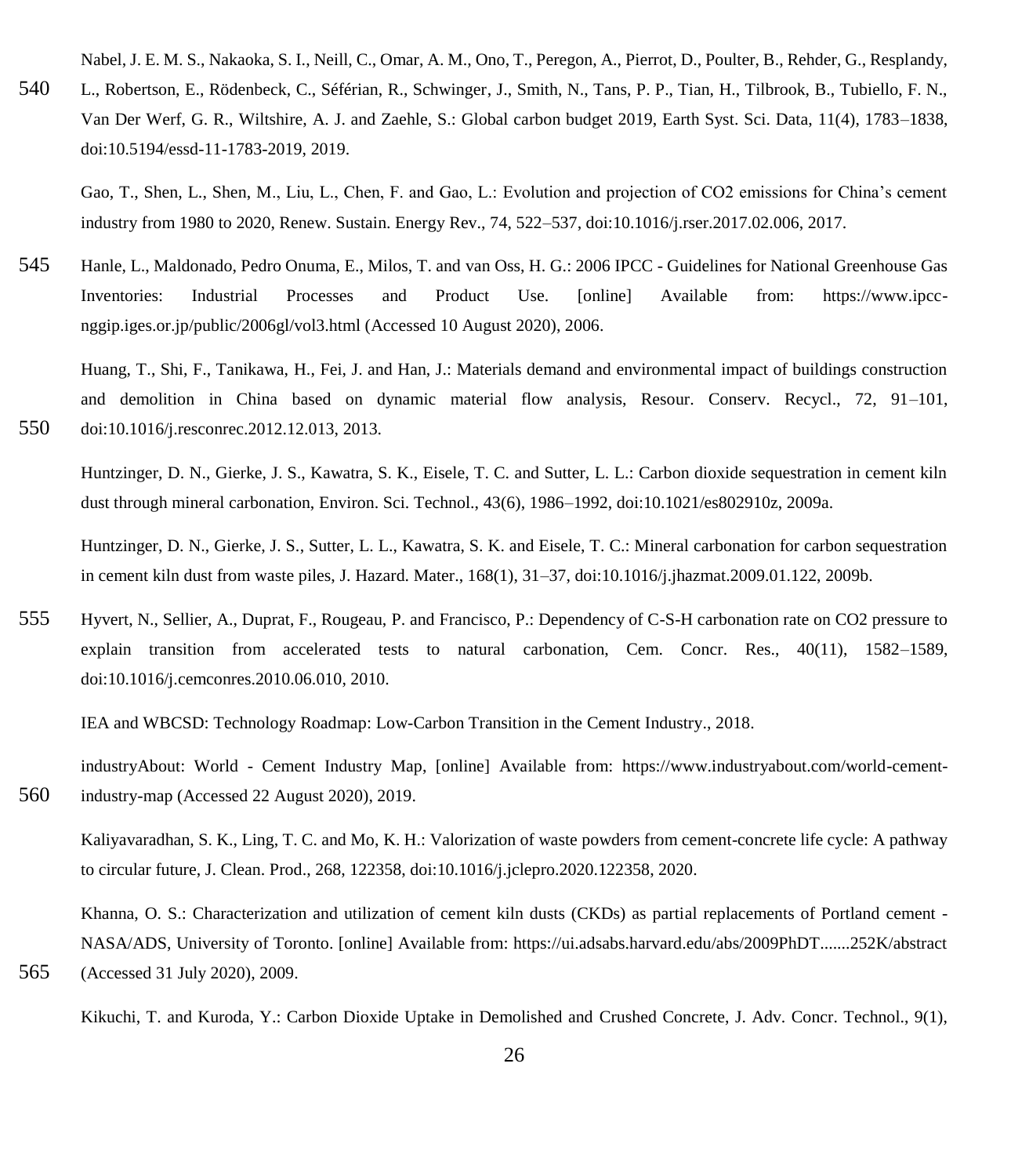Nabel, J. E. M. S., Nakaoka, S. I., Neill, C., Omar, A. M., Ono, T., Peregon, A., Pierrot, D., Poulter, B., Rehder, G., Resplandy, L., Robertson, E., Rödenbeck, C., Séférian, R., Schwinger, J., Smith, N., Tans, P. P., Tian, H., Tilbrook, B., Tubiello, F. N., Van Der Werf, G. R., Wiltshire, A. J. and Zaehle, S.: Global carbon budget 2019, Earth Syst. Sci. Data, 11(4), 1783–1838, doi:10.5194/essd-11-1783-2019, 2019.

Gao, T., Shen, L., Shen, M., Liu, L., Chen, F. and Gao, L.: Evolution and projection of CO2 emissions for China's cement industry from 1980 to 2020, Renew. Sustain. Energy Rev., 74, 522–537, doi:10.1016/j.rser.2017.02.006, 2017.

Hanle, L., Maldonado, Pedro Onuma, E., Milos, T. and van Oss, H. G.: 2006 IPCC - Guidelines for National Greenhouse Gas Inventories: Industrial Processes and Product Use. [online] Available from: https://www.ipcc-nggip.iges.or.jp/public/2006gl/vol3.html (Accessed 10 August 2020), 2006.

Huang, T., Shi, F., Tanikawa, H., Fei, J. and Han, J.: Materials demand and environmental impact of buildings construction and demolition in China based on dynamic material flow analysis, Resour. Conserv. Recycl., 72, 91–101, doi:10.1016/j.resconrec.2012.12.013, 2013.

Huntzinger, D. N., Gierke, J. S., Kawatra, S. K., Eisele, T. C. and Sutter, L. L.: Carbon dioxide sequestration in cement kiln dust through mineral carbonation, Environ. Sci. Technol., 43(6), 1986–1992, doi:10.1021/es802910z, 2009a.

Huntzinger, D. N., Gierke, J. S., Sutter, L. L., Kawatra, S. K. and Eisele, T. C.: Mineral carbonation for carbon sequestration in cement kiln dust from waste piles, J. Hazard. Mater., 168(1), 31–37, doi:10.1016/j.jhazmat.2009.01.122, 2009b.

Hyvert, N., Sellier, A., Duprat, F., Rougeau, P. and Francisco, P.: Dependency of C-S-H carbonation rate on CO2 pressure to explain transition from accelerated tests to natural carbonation, Cem. Concr. Res., 40(11), 1582–1589, doi:10.1016/j.cemconres.2010.06.010, 2010.

IEA and WBCSD: Technology Roadmap: Low-Carbon Transition in the Cement Industry., 2018.

industryAbout: World - Cement Industry Map, [online] Available from: https://www.industryabout.com/world-cement-industry-map (Accessed 22 August 2020), 2019.

Kaliyavaradhan, S. K., Ling, T. C. and Mo, K. H.: Valorization of waste powders from cement-concrete life cycle: A pathway to circular future, J. Clean. Prod., 268, 122358, doi:10.1016/j.jclepro.2020.122358, 2020.

Khanna, O. S.: Characterization and utilization of cement kiln dusts (CKDs) as partial replacements of Portland cement - NASA/ADS, University of Toronto. [online] Available from: https://ui.adsabs.harvard.edu/abs/2009PhDT.......252K/abstract (Accessed 31 July 2020), 2009.

Kikuchi, T. and Kuroda, Y.: Carbon Dioxide Uptake in Demolished and Crushed Concrete, J. Adv. Concr. Technol., 9(1),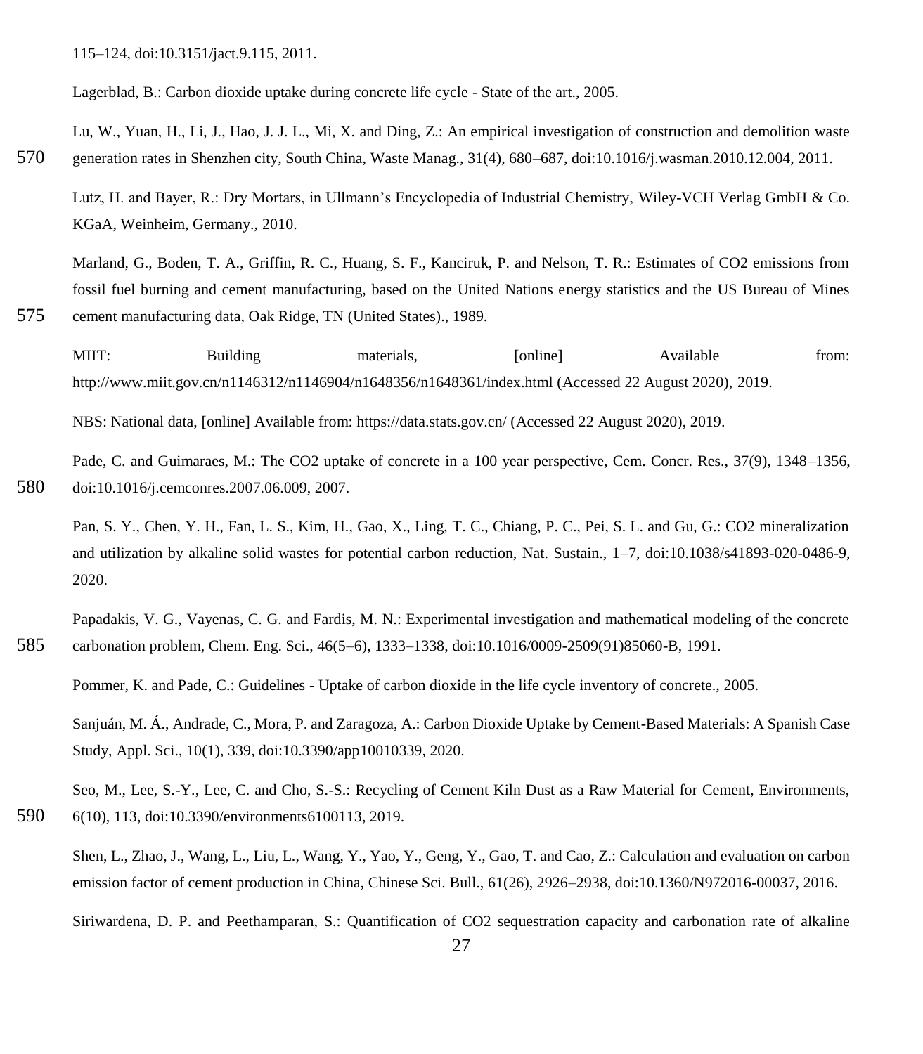115–124, doi:10.3151/jact.9.115, 2011.

Lagerblad, B.: Carbon dioxide uptake during concrete life cycle - State of the art., 2005.

Lu, W., Yuan, H., Li, J., Hao, J. J. L., Mi, X. and Ding, Z.: An empirical investigation of construction and demolition waste generation rates in Shenzhen city, South China, Waste Manag., 31(4), 680–687, doi:10.1016/j.wasman.2010.12.004, 2011.

Lutz, H. and Bayer, R.: Dry Mortars, in Ullmann's Encyclopedia of Industrial Chemistry, Wiley-VCH Verlag GmbH & Co. KGaA, Weinheim, Germany., 2010.

Marland, G., Boden, T. A., Griffin, R. C., Huang, S. F., Kanciruk, P. and Nelson, T. R.: Estimates of CO2 emissions from fossil fuel burning and cement manufacturing, based on the United Nations energy statistics and the US Bureau of Mines cement manufacturing data, Oak Ridge, TN (United States)., 1989.

MIIT: Building materials, [online] Available from: http://www.miit.gov.cn/n1146312/n1146904/n1648356/n1648361/index.html (Accessed 22 August 2020), 2019.

NBS: National data, [online] Available from: https://data.stats.gov.cn/ (Accessed 22 August 2020), 2019.

Pade, C. and Guimaraes, M.: The CO2 uptake of concrete in a 100 year perspective, Cem. Concr. Res., 37(9), 1348–1356, doi:10.1016/j.cemconres.2007.06.009, 2007.

Pan, S. Y., Chen, Y. H., Fan, L. S., Kim, H., Gao, X., Ling, T. C., Chiang, P. C., Pei, S. L. and Gu, G.: CO2 mineralization and utilization by alkaline solid wastes for potential carbon reduction, Nat. Sustain., 1–7, doi:10.1038/s41893-020-0486-9, 2020.

Papadakis, V. G., Vayenas, C. G. and Fardis, M. N.: Experimental investigation and mathematical modeling of the concrete carbonation problem, Chem. Eng. Sci., 46(5–6), 1333–1338, doi:10.1016/0009-2509(91)85060-B, 1991.

Pommer, K. and Pade, C.: Guidelines - Uptake of carbon dioxide in the life cycle inventory of concrete., 2005.

Sanjuán, M. Á., Andrade, C., Mora, P. and Zaragoza, A.: Carbon Dioxide Uptake by Cement-Based Materials: A Spanish Case Study, Appl. Sci., 10(1), 339, doi:10.3390/app10010339, 2020.

Seo, M., Lee, S.-Y., Lee, C. and Cho, S.-S.: Recycling of Cement Kiln Dust as a Raw Material for Cement, Environments, 6(10), 113, doi:10.3390/environments6100113, 2019.

Shen, L., Zhao, J., Wang, L., Liu, L., Wang, Y., Yao, Y., Geng, Y., Gao, T. and Cao, Z.: Calculation and evaluation on carbon emission factor of cement production in China, Chinese Sci. Bull., 61(26), 2926–2938, doi:10.1360/N972016-00037, 2016.

Siriwardena, D. P. and Peethamparan, S.: Quantification of CO2 sequestration capacity and carbonation rate of alkaline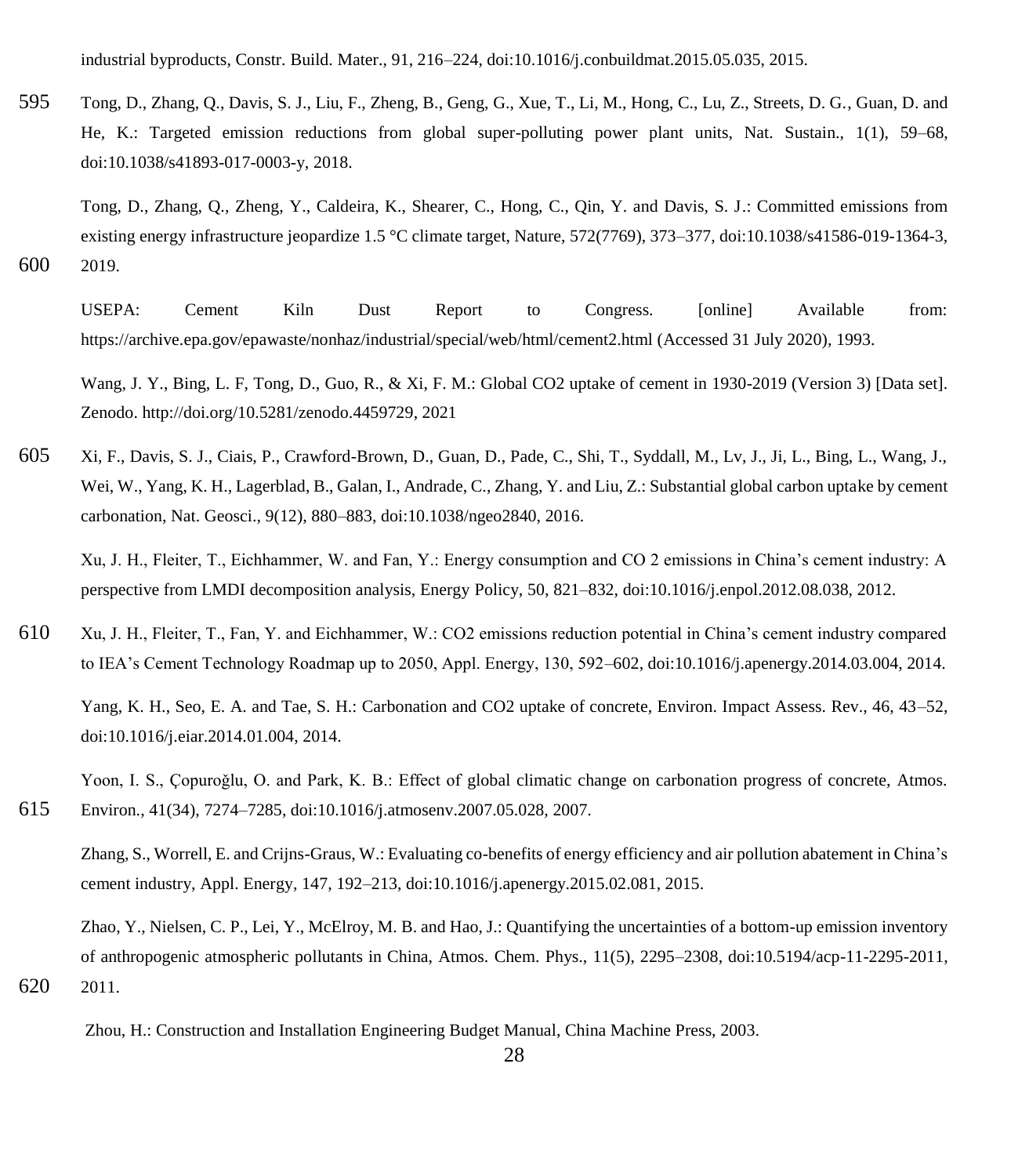industrial byproducts, Constr. Build. Mater., 91, 216–224, doi:10.1016/j.conbuildmat.2015.05.035, 2015.

Tong, D., Zhang, Q., Davis, S. J., Liu, F., Zheng, B., Geng, G., Xue, T., Li, M., Hong, C., Lu, Z., Streets, D. G., Guan, D. and He, K.: Targeted emission reductions from global super-polluting power plant units, Nat. Sustain., 1(1), 59–68, doi:10.1038/s41893-017-0003-y, 2018.

Tong, D., Zhang, Q., Zheng, Y., Caldeira, K., Shearer, C., Hong, C., Qin, Y. and Davis, S. J.: Committed emissions from existing energy infrastructure jeopardize 1.5 °C climate target, Nature, 572(7769), 373–377, doi:10.1038/s41586-019-1364-3, 2019.

USEPA: Cement Kiln Dust Report to Congress. [online] Available from: https://archive.epa.gov/epawaste/nonhaz/industrial/special/web/html/cement2.html (Accessed 31 July 2020), 1993.

Wang, J. Y., Bing, L. F, Tong, D., Guo, R., & Xi, F. M.: Global CO2 uptake of cement in 1930-2019 (Version 3) [Data set]. Zenodo. http://doi.org/10.5281/zenodo.4459729, 2021

Xi, F., Davis, S. J., Ciais, P., Crawford-Brown, D., Guan, D., Pade, C., Shi, T., Syddall, M., Lv, J., Ji, L., Bing, L., Wang, J., Wei, W., Yang, K. H., Lagerblad, B., Galan, I., Andrade, C., Zhang, Y. and Liu, Z.: Substantial global carbon uptake by cement carbonation, Nat. Geosci., 9(12), 880–883, doi:10.1038/ngeo2840, 2016.

Xu, J. H., Fleiter, T., Eichhammer, W. and Fan, Y.: Energy consumption and CO 2 emissions in China's cement industry: A perspective from LMDI decomposition analysis, Energy Policy, 50, 821–832, doi:10.1016/j.enpol.2012.08.038, 2012.

Xu, J. H., Fleiter, T., Fan, Y. and Eichhammer, W.: CO2 emissions reduction potential in China's cement industry compared to IEA's Cement Technology Roadmap up to 2050, Appl. Energy, 130, 592–602, doi:10.1016/j.apenergy.2014.03.004, 2014.

Yang, K. H., Seo, E. A. and Tae, S. H.: Carbonation and CO2 uptake of concrete, Environ. Impact Assess. Rev., 46, 43–52, doi:10.1016/j.eiar.2014.01.004, 2014.

Yoon, I. S., Çopuroğlu, O. and Park, K. B.: Effect of global climatic change on carbonation progress of concrete, Atmos. Environ., 41(34), 7274–7285, doi:10.1016/j.atmosenv.2007.05.028, 2007.

Zhang, S., Worrell, E. and Crijns-Graus, W.: Evaluating co-benefits of energy efficiency and air pollution abatement in China's cement industry, Appl. Energy, 147, 192–213, doi:10.1016/j.apenergy.2015.02.081, 2015.

Zhao, Y., Nielsen, C. P., Lei, Y., McElroy, M. B. and Hao, J.: Quantifying the uncertainties of a bottom-up emission inventory of anthropogenic atmospheric pollutants in China, Atmos. Chem. Phys., 11(5), 2295–2308, doi:10.5194/acp-11-2295-2011, 2011.

Zhou, H.: Construction and Installation Engineering Budget Manual, China Machine Press, 2003.